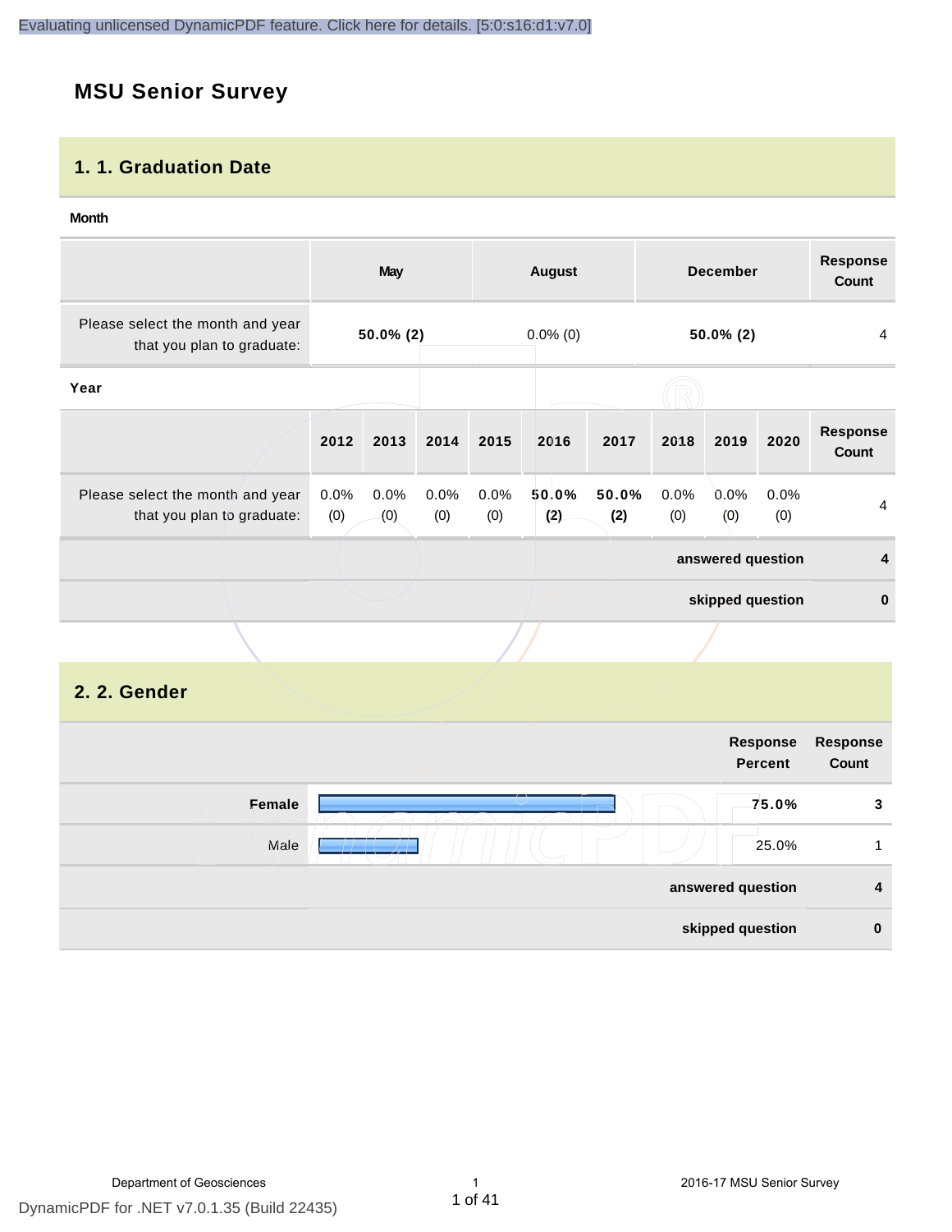# MSU Senior Survey

## 1. 1. Graduation Date

**Month**

| | May | August | December | Response Count |
|---|---|---|---|---|
| Please select the month and year that you plan to graduate: | **50.0% (2)** | 0.0% (0) | **50.0% (2)** | 4 |

**Year**

| | 2012 | 2013 | 2014 | 2015 | 2016 | 2017 | 2018 | 2019 | 2020 | Response Count |
|---|---|---|---|---|---|---|---|---|---|---|
| Please select the month and year that you plan to graduate: | 0.0% (0) | 0.0% (0) | 0.0% (0) | 0.0% (0) | **50.0% (2)** | **50.0% (2)** | 0.0% (0) | 0.0% (0) | 0.0% (0) | 4 |
| | | | | | | | | | **answered question** | **4** |
| | | | | | | | | | **skipped question** | **0** |

## 2. 2. Gender

| | Response Percent | Response Count |
|---|---|---|
| **Female** | **75.0%** | **3** |
| Male | 25.0% | 1 |
| **answered question** | | **4** |
| **skipped question** | | **0** |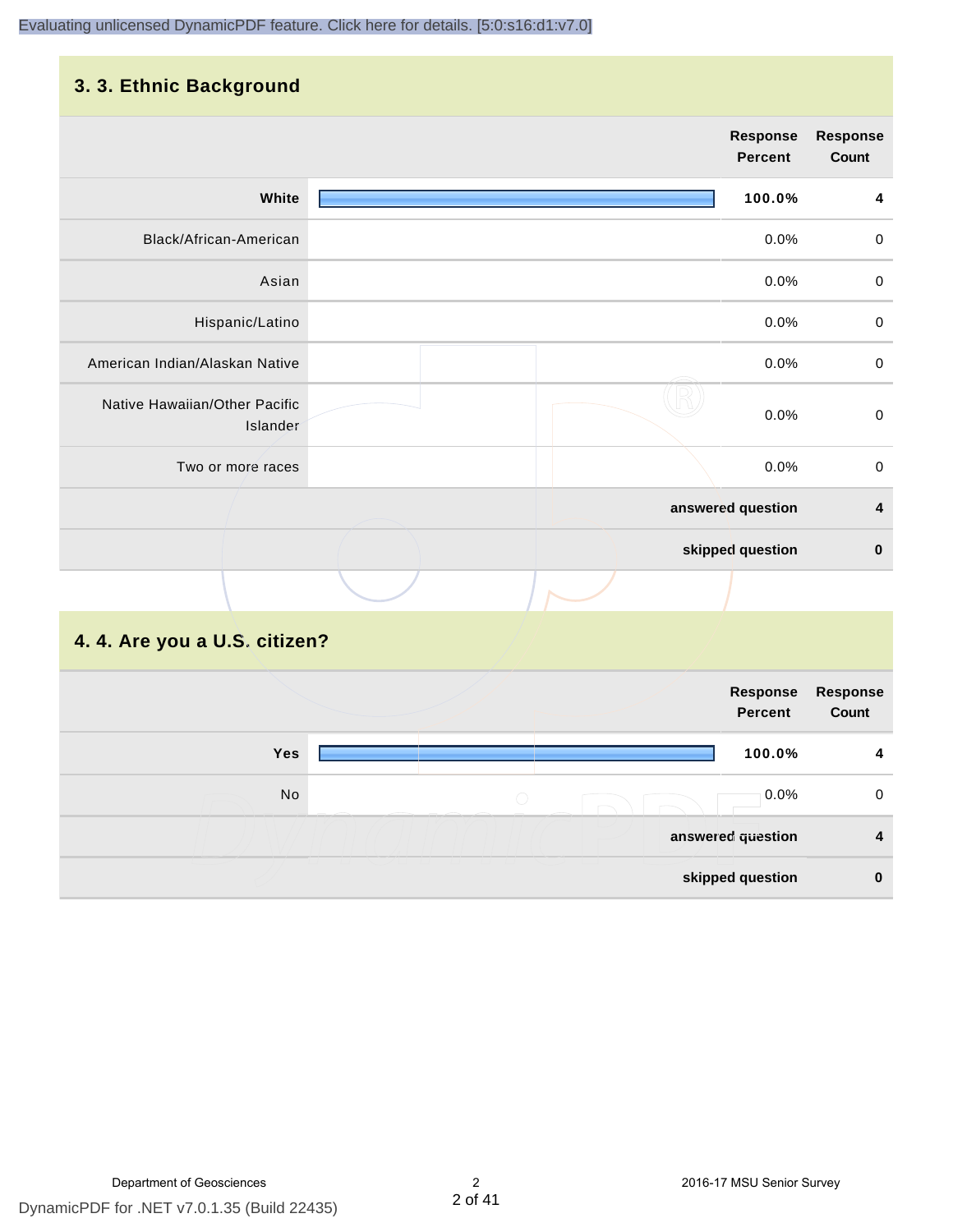## 3. 3. Ethnic Background

| | Response Percent | Response Count |
|---|---|---|
| **White** | **100.0%** | **4** |
| Black/African-American | 0.0% | 0 |
| Asian | 0.0% | 0 |
| Hispanic/Latino | 0.0% | 0 |
| American Indian/Alaskan Native | 0.0% | 0 |
| Native Hawaiian/Other Pacific Islander | 0.0% | 0 |
| Two or more races | 0.0% | 0 |
| | **answered question** | **4** |
| | **skipped question** | **0** |

## 4. 4. Are you a U.S. citizen?

| | Response Percent | Response Count |
|---|---|---|
| **Yes** | **100.0%** | **4** |
| No | 0.0% | 0 |
| | **answered question** | **4** |
| | **skipped question** | **0** |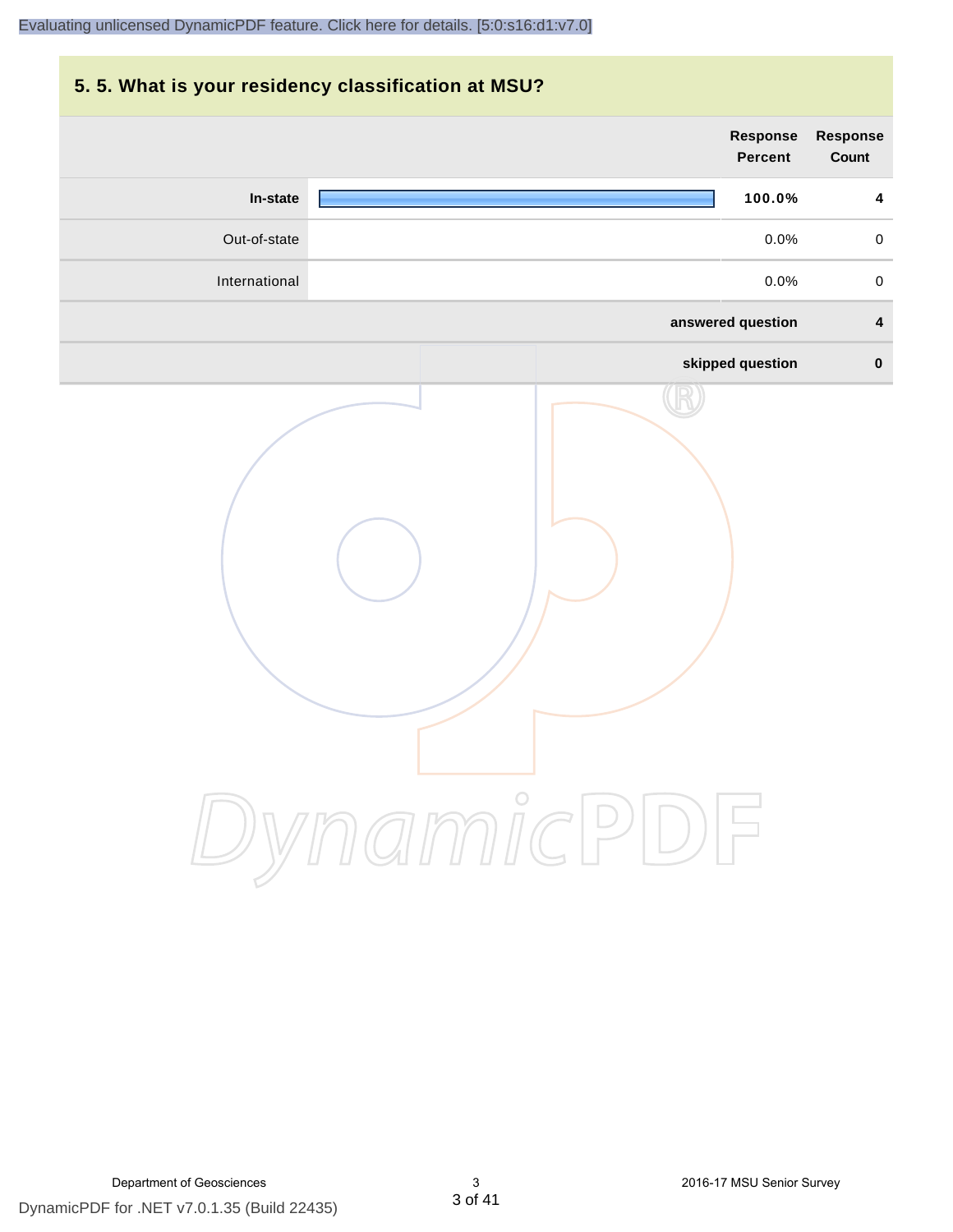## 5. 5. What is your residency classification at MSU?

| | Response Percent | Response Count |
|---|---|---|
| **In-state** | **100.0%** | **4** |
| Out-of-state | 0.0% | 0 |
| International | 0.0% | 0 |
| | **answered question** | **4** |
| | **skipped question** | **0** |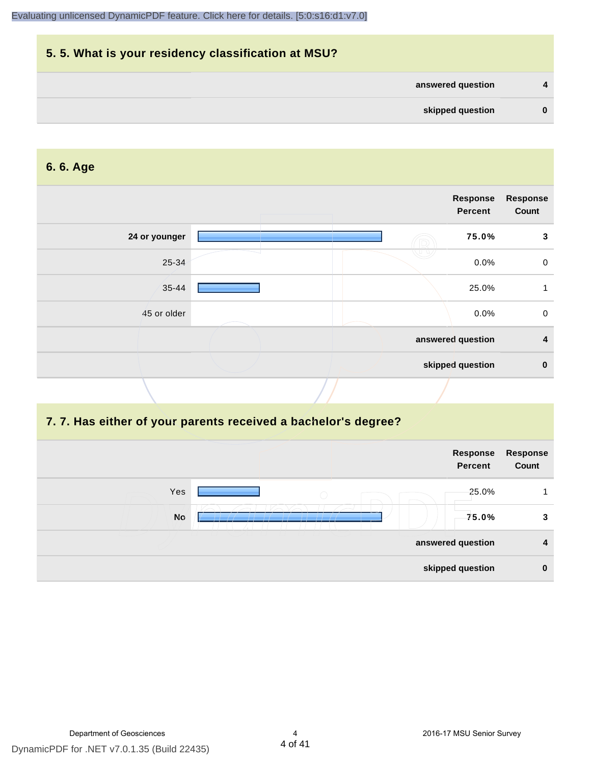Evaluating unlicensed DynamicPDF feature. Click here for details. [5:0:s16:d1:v7.0]

## 5. 5. What is your residency classification at MSU?

| | |
|---|---|
| **answered question** | **4** |
| **skipped question** | **0** |

## 6. 6. Age

| | Response Percent | Response Count |
|---|---|---|
| **24 or younger** | **75.0%** | **3** |
| 25-34 | 0.0% | 0 |
| 35-44 | 25.0% | 1 |
| 45 or older | 0.0% | 0 |
| **answered question** | | **4** |
| **skipped question** | | **0** |

## 7. 7. Has either of your parents received a bachelor's degree?

| | Response Percent | Response Count |
|---|---|---|
| Yes | 25.0% | 1 |
| **No** | **75.0%** | **3** |
| **answered question** | | **4** |
| **skipped question** | | **0** |

DynamicPDF for .NET v7.0.1.35 (Build 22435)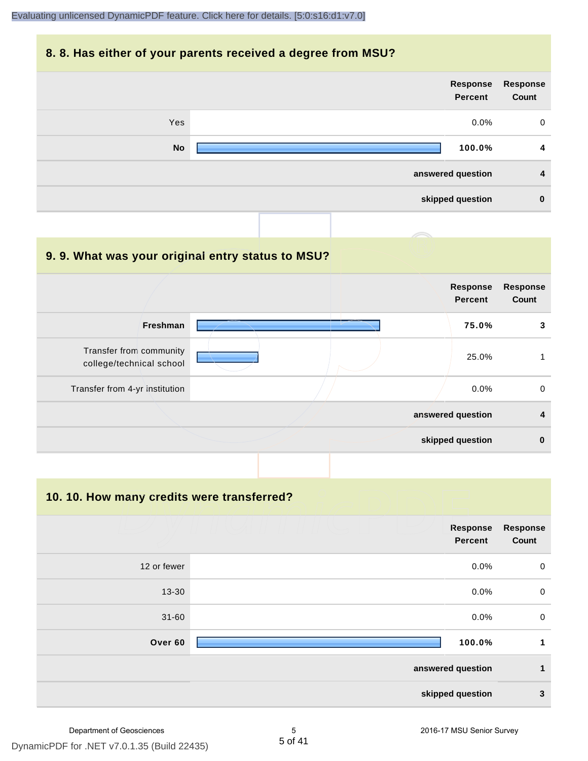Evaluating unlicensed DynamicPDF feature. Click here for details. [5:0:s16:d1:v7.0]

## 8. 8. Has either of your parents received a degree from MSU?

| | Response Percent | Response Count |
|---|---|---|
| Yes | 0.0% | 0 |
| **No** | **100.0%** | **4** |
| | **answered question** | **4** |
| | **skipped question** | **0** |

## 9. 9. What was your original entry status to MSU?

| | Response Percent | Response Count |
|---|---|---|
| **Freshman** | **75.0%** | **3** |
| Transfer from community college/technical school | 25.0% | 1 |
| Transfer from 4-yr institution | 0.0% | 0 |
| | **answered question** | **4** |
| | **skipped question** | **0** |

## 10. 10. How many credits were transferred?

| | Response Percent | Response Count |
|---|---|---|
| 12 or fewer | 0.0% | 0 |
| 13-30 | 0.0% | 0 |
| 31-60 | 0.0% | 0 |
| **Over 60** | **100.0%** | **1** |
| | **answered question** | **1** |
| | **skipped question** | **3** |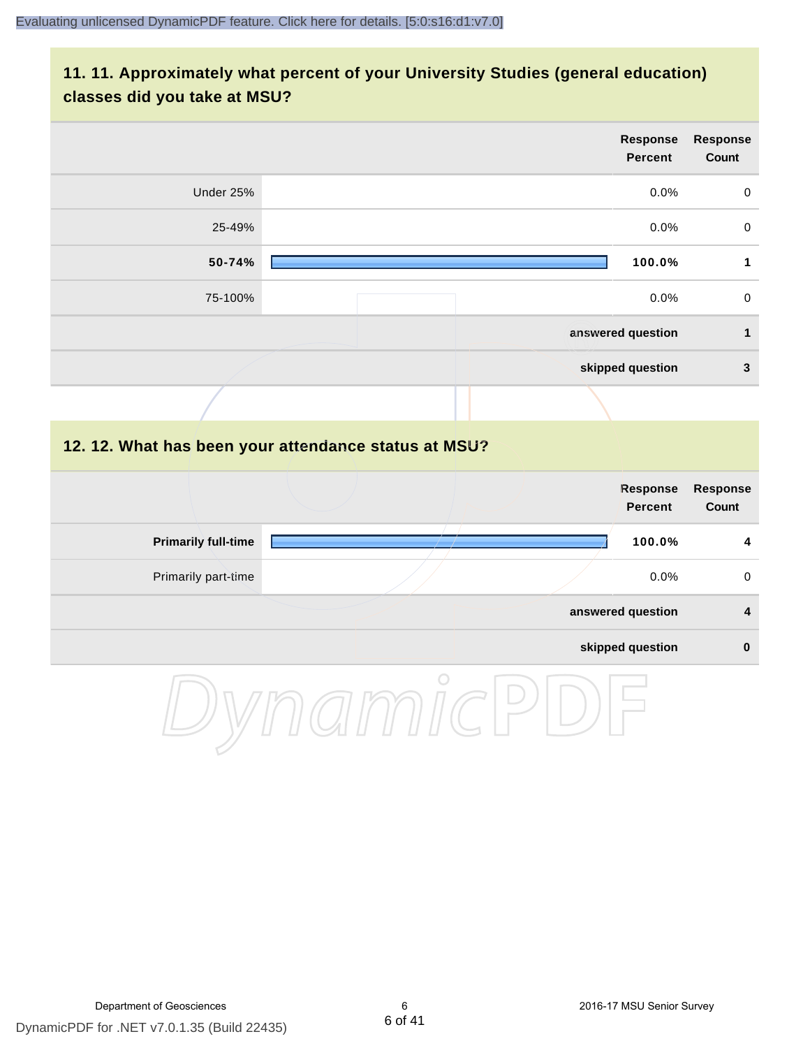## 11. 11. Approximately what percent of your University Studies (general education) classes did you take at MSU?

| | Response Percent | Response Count |
|---|---|---|
| Under 25% | 0.0% | 0 |
| 25-49% | 0.0% | 0 |
| **50-74%** | **100.0%** | **1** |
| 75-100% | 0.0% | 0 |
| | **answered question** | **1** |
| | **skipped question** | **3** |

## 12. 12. What has been your attendance status at MSU?

| | Response Percent | Response Count |
|---|---|---|
| **Primarily full-time** | **100.0%** | **4** |
| Primarily part-time | 0.0% | 0 |
| | **answered question** | **4** |
| | **skipped question** | **0** |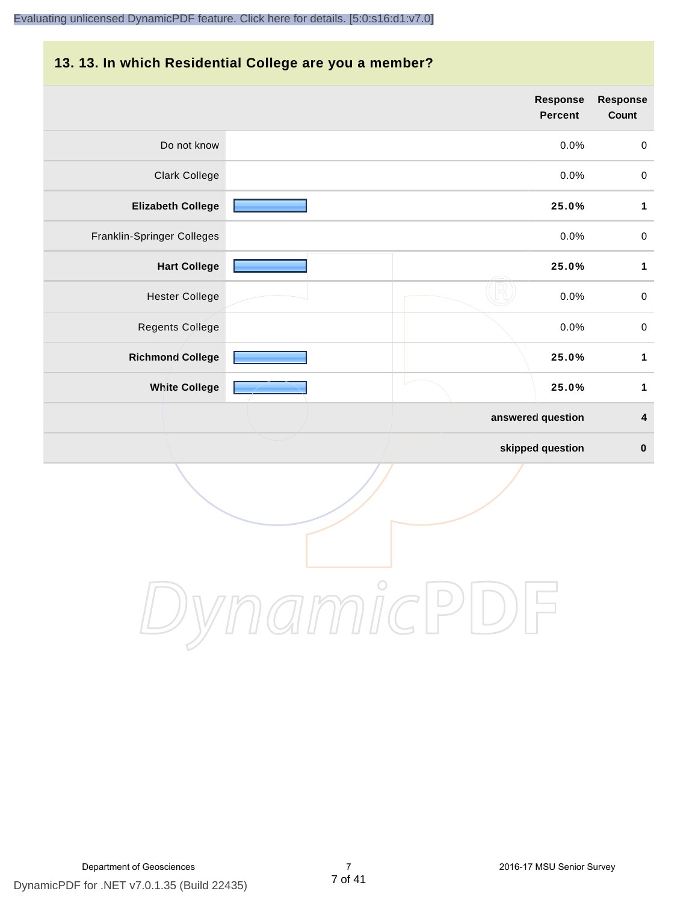## 13. 13. In which Residential College are you a member?

| | Response Percent | Response Count |
|---|---|---|
| Do not know | 0.0% | 0 |
| Clark College | 0.0% | 0 |
| **Elizabeth College** | **25.0%** | **1** |
| Franklin-Springer Colleges | 0.0% | 0 |
| **Hart College** | **25.0%** | **1** |
| Hester College | 0.0% | 0 |
| Regents College | 0.0% | 0 |
| **Richmond College** | **25.0%** | **1** |
| **White College** | **25.0%** | **1** |
| | **answered question** | **4** |
| | **skipped question** | **0** |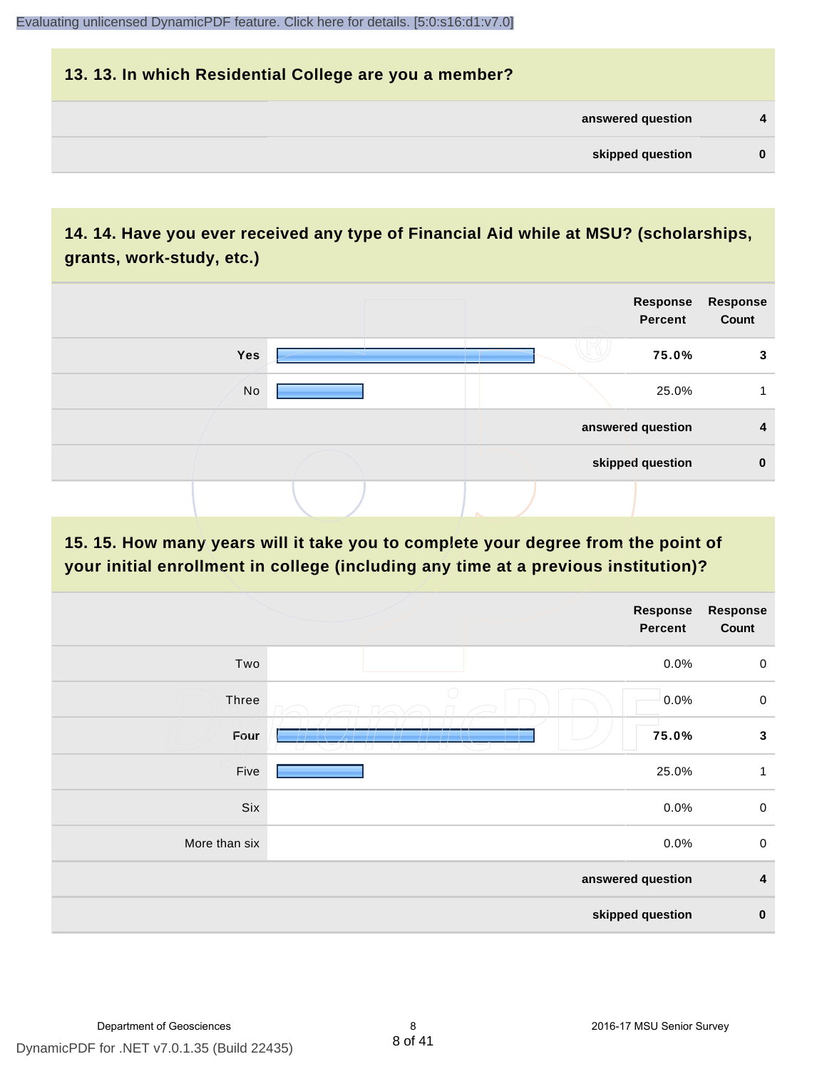## 13. 13. In which Residential College are you a member?

| | |
|---|---|
| answered question | 4 |
| skipped question | 0 |

## 14. 14. Have you ever received any type of Financial Aid while at MSU? (scholarships, grants, work-study, etc.)

| | Response Percent | Response Count |
|---|---|---|
| Yes | 75.0% | 3 |
| No | 25.0% | 1 |
| answered question | | 4 |
| skipped question | | 0 |

## 15. 15. How many years will it take you to complete your degree from the point of your initial enrollment in college (including any time at a previous institution)?

| | Response Percent | Response Count |
|---|---|---|
| Two | 0.0% | 0 |
| Three | 0.0% | 0 |
| Four | 75.0% | 3 |
| Five | 25.0% | 1 |
| Six | 0.0% | 0 |
| More than six | 0.0% | 0 |
| answered question | | 4 |
| skipped question | | 0 |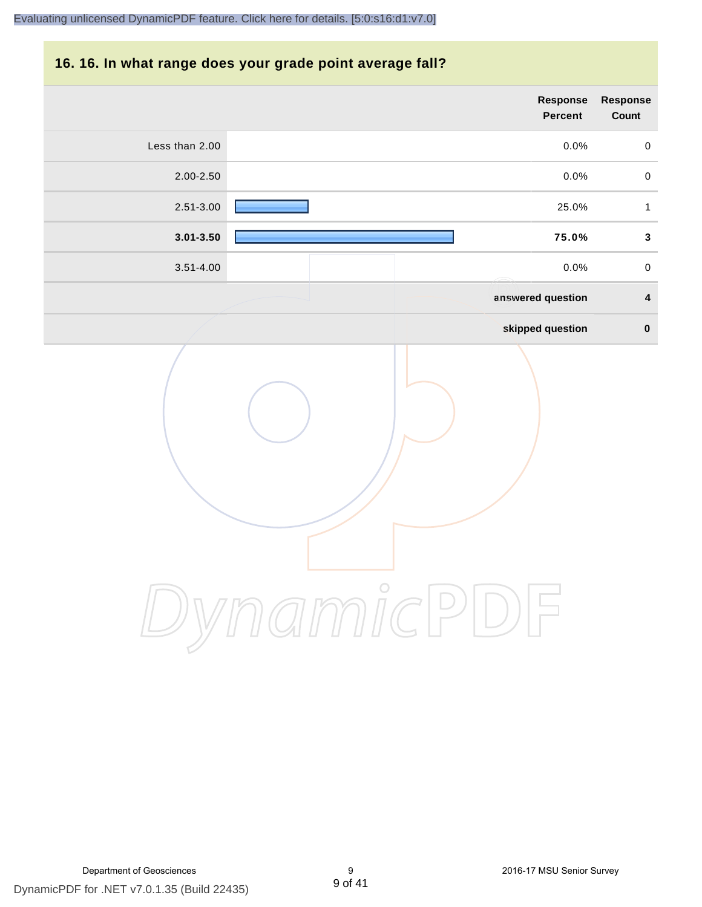## 16. 16. In what range does your grade point average fall?

| | Response Percent | Response Count |
|---|---|---|
| Less than 2.00 | 0.0% | 0 |
| 2.00-2.50 | 0.0% | 0 |
| 2.51-3.00 | 25.0% | 1 |
| **3.01-3.50** | **75.0%** | **3** |
| 3.51-4.00 | 0.0% | 0 |
| | **answered question** | **4** |
| | **skipped question** | **0** |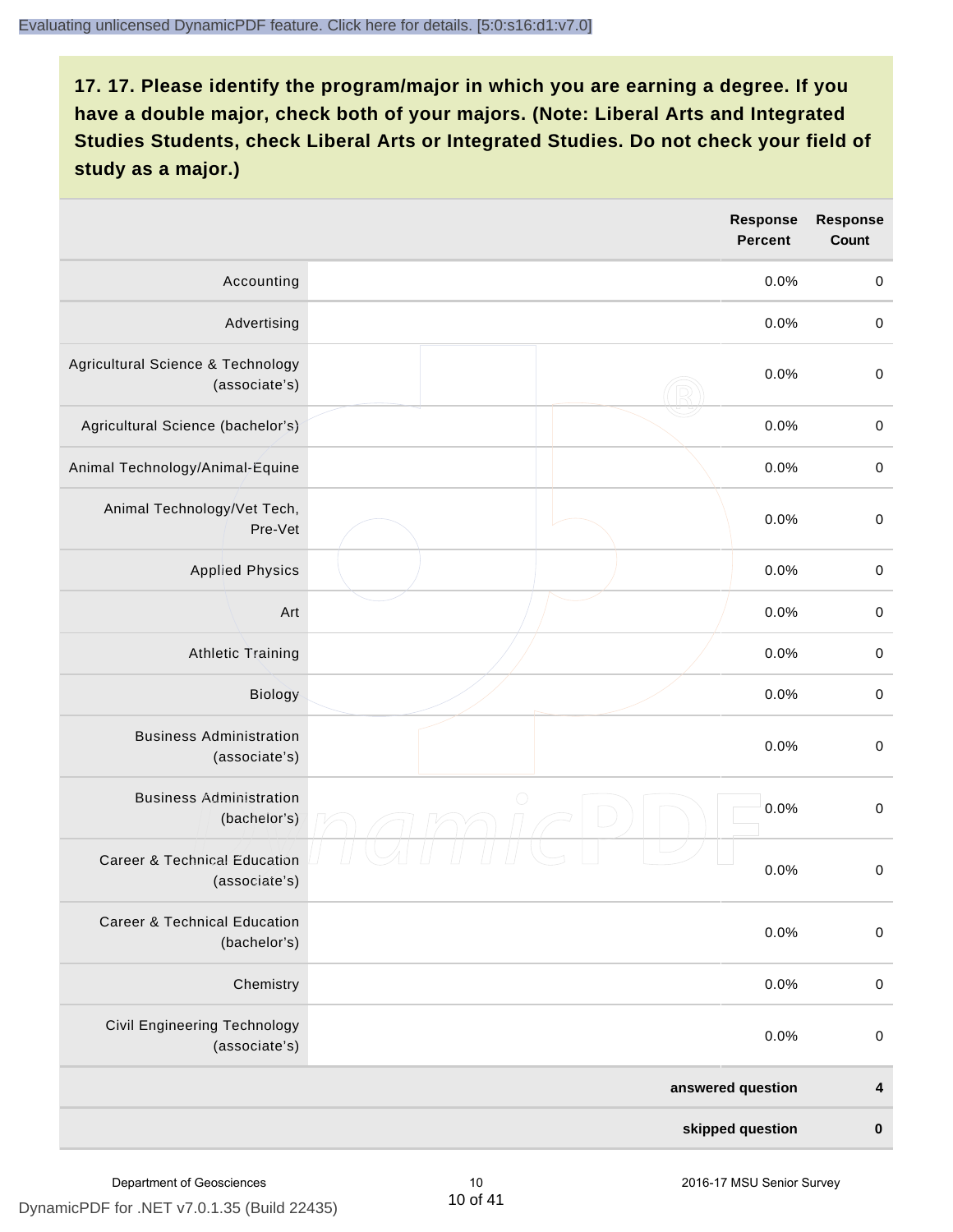## 17. 17. Please identify the program/major in which you are earning a degree. If you have a double major, check both of your majors. (Note: Liberal Arts and Integrated Studies Students, check Liberal Arts or Integrated Studies. Do not check your field of study as a major.)

| | Response Percent | Response Count |
|---|---|---|
| Accounting | 0.0% | 0 |
| Advertising | 0.0% | 0 |
| Agricultural Science & Technology (associate's) | 0.0% | 0 |
| Agricultural Science (bachelor's) | 0.0% | 0 |
| Animal Technology/Animal-Equine | 0.0% | 0 |
| Animal Technology/Vet Tech, Pre-Vet | 0.0% | 0 |
| Applied Physics | 0.0% | 0 |
| Art | 0.0% | 0 |
| Athletic Training | 0.0% | 0 |
| Biology | 0.0% | 0 |
| Business Administration (associate's) | 0.0% | 0 |
| Business Administration (bachelor's) | 0.0% | 0 |
| Career & Technical Education (associate's) | 0.0% | 0 |
| Career & Technical Education (bachelor's) | 0.0% | 0 |
| Chemistry | 0.0% | 0 |
| Civil Engineering Technology (associate's) | 0.0% | 0 |
| | **answered question** | **4** |
| | **skipped question** | **0** |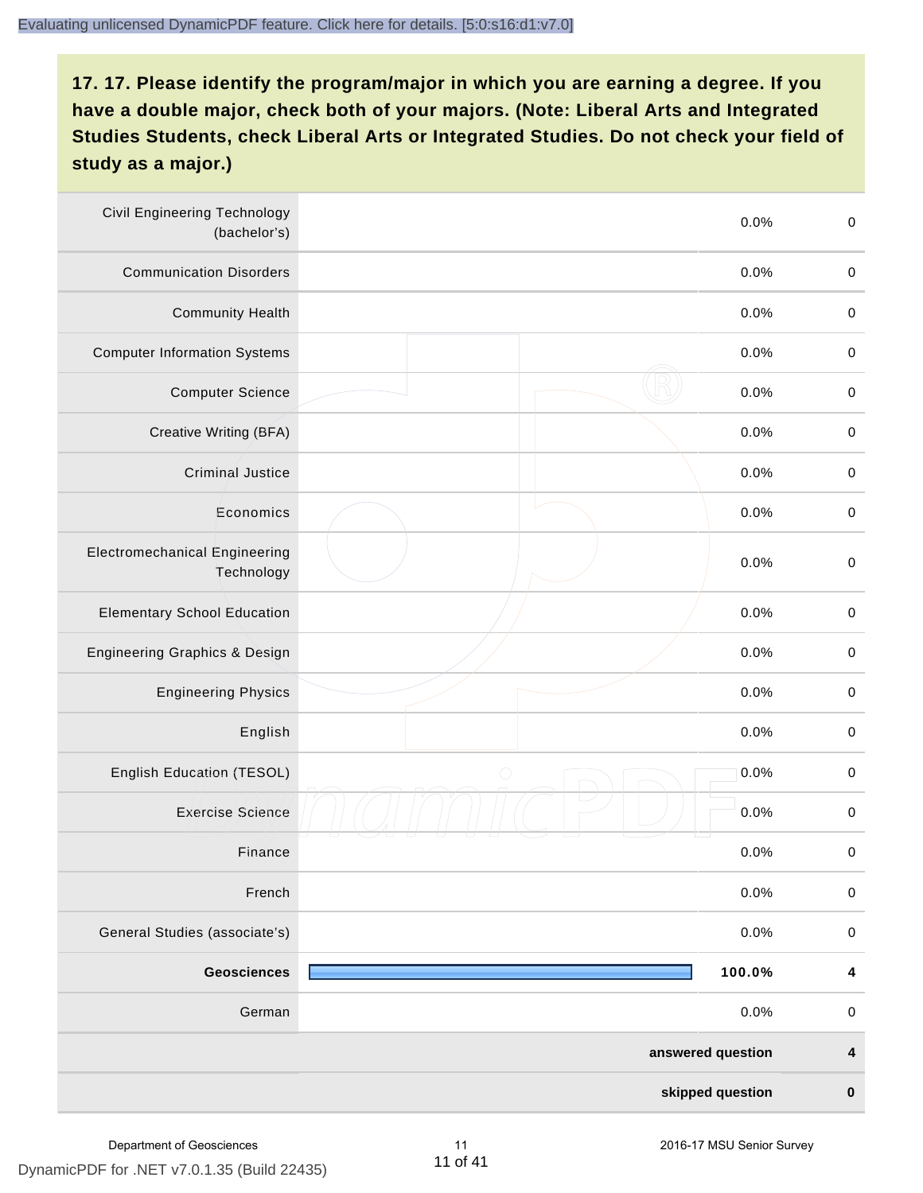## 17. 17. Please identify the program/major in which you are earning a degree. If you have a double major, check both of your majors. (Note: Liberal Arts and Integrated Studies Students, check Liberal Arts or Integrated Studies. Do not check your field of study as a major.)

| | | |
|---|---|---|
| Civil Engineering Technology (bachelor's) | 0.0% | 0 |
| Communication Disorders | 0.0% | 0 |
| Community Health | 0.0% | 0 |
| Computer Information Systems | 0.0% | 0 |
| Computer Science | 0.0% | 0 |
| Creative Writing (BFA) | 0.0% | 0 |
| Criminal Justice | 0.0% | 0 |
| Economics | 0.0% | 0 |
| Electromechanical Engineering Technology | 0.0% | 0 |
| Elementary School Education | 0.0% | 0 |
| Engineering Graphics & Design | 0.0% | 0 |
| Engineering Physics | 0.0% | 0 |
| English | 0.0% | 0 |
| English Education (TESOL) | 0.0% | 0 |
| Exercise Science | 0.0% | 0 |
| Finance | 0.0% | 0 |
| French | 0.0% | 0 |
| General Studies (associate's) | 0.0% | 0 |
| **Geosciences** | **100.0%** | **4** |
| German | 0.0% | 0 |
| | **answered question** | **4** |
| | **skipped question** | **0** |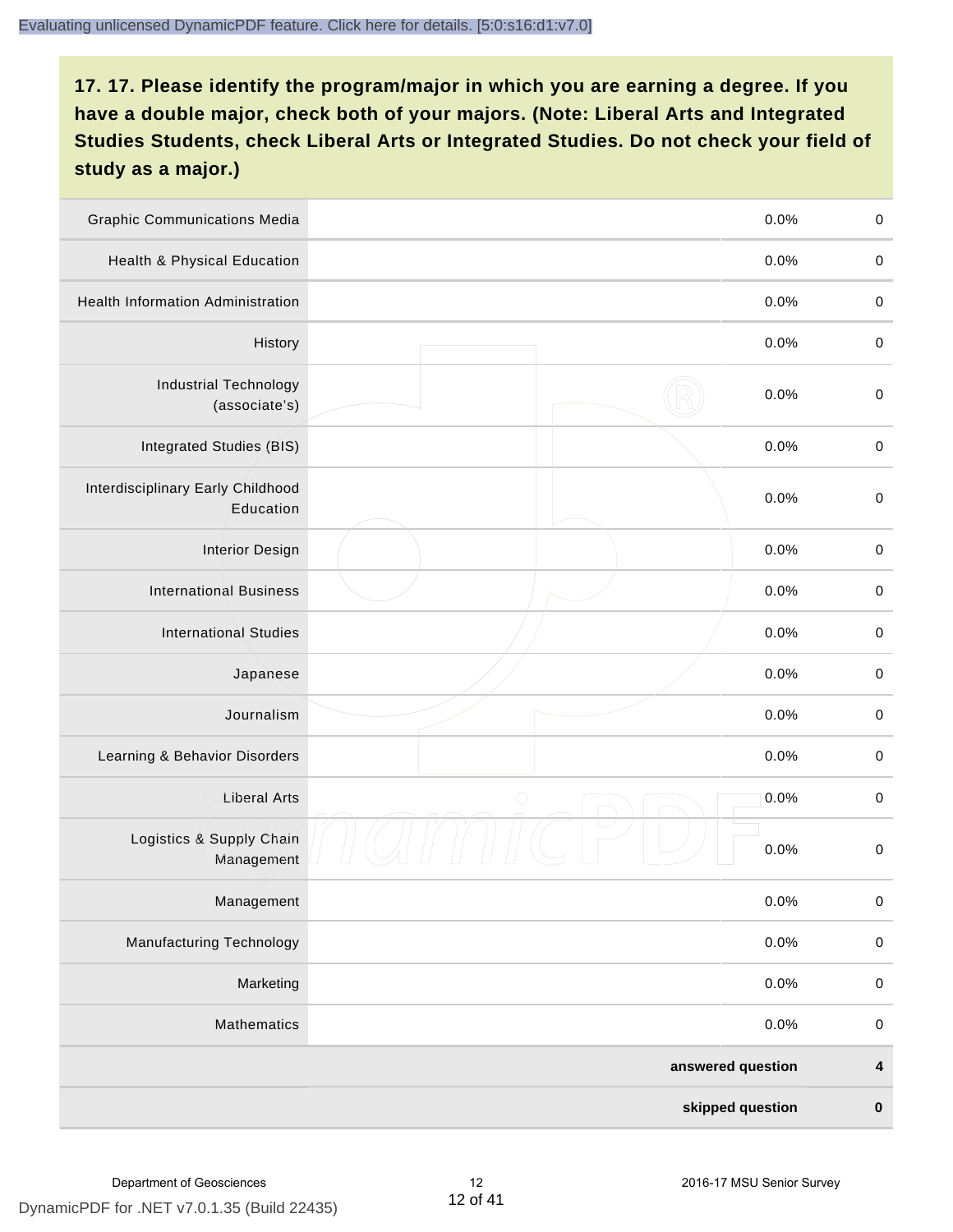Evaluating unlicensed DynamicPDF feature. Click here for details. [5:0:s16:d1:v7.0]

## 17. 17. Please identify the program/major in which you are earning a degree. If you have a double major, check both of your majors. (Note: Liberal Arts and Integrated Studies Students, check Liberal Arts or Integrated Studies. Do not check your field of study as a major.)

| | | | |
|---|---|---|---|
| Graphic Communications Media | | 0.0% | 0 |
| Health & Physical Education | | 0.0% | 0 |
| Health Information Administration | | 0.0% | 0 |
| History | | 0.0% | 0 |
| Industrial Technology (associate's) | | 0.0% | 0 |
| Integrated Studies (BIS) | | 0.0% | 0 |
| Interdisciplinary Early Childhood Education | | 0.0% | 0 |
| Interior Design | | 0.0% | 0 |
| International Business | | 0.0% | 0 |
| International Studies | | 0.0% | 0 |
| Japanese | | 0.0% | 0 |
| Journalism | | 0.0% | 0 |
| Learning & Behavior Disorders | | 0.0% | 0 |
| Liberal Arts | | 0.0% | 0 |
| Logistics & Supply Chain Management | | 0.0% | 0 |
| Management | | 0.0% | 0 |
| Manufacturing Technology | | 0.0% | 0 |
| Marketing | | 0.0% | 0 |
| Mathematics | | 0.0% | 0 |
| | | **answered question** | **4** |
| | | **skipped question** | **0** |

Department of Geosciences | 2016-17 MSU Senior Survey

DynamicPDF for .NET v7.0.1.35 (Build 22435)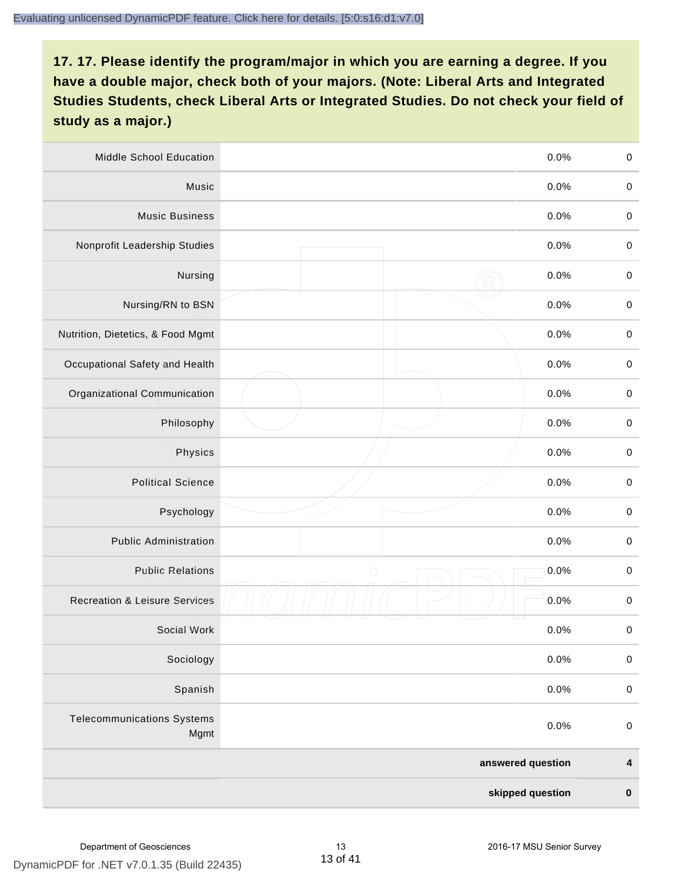**17. 17. Please identify the program/major in which you are earning a degree. If you have a double major, check both of your majors. (Note: Liberal Arts and Integrated Studies Students, check Liberal Arts or Integrated Studies. Do not check your field of study as a major.)**

| | | | |
|---|---|---|---|
| Middle School Education | | 0.0% | 0 |
| Music | | 0.0% | 0 |
| Music Business | | 0.0% | 0 |
| Nonprofit Leadership Studies | | 0.0% | 0 |
| Nursing | | 0.0% | 0 |
| Nursing/RN to BSN | | 0.0% | 0 |
| Nutrition, Dietetics, & Food Mgmt | | 0.0% | 0 |
| Occupational Safety and Health | | 0.0% | 0 |
| Organizational Communication | | 0.0% | 0 |
| Philosophy | | 0.0% | 0 |
| Physics | | 0.0% | 0 |
| Political Science | | 0.0% | 0 |
| Psychology | | 0.0% | 0 |
| Public Administration | | 0.0% | 0 |
| Public Relations | | 0.0% | 0 |
| Recreation & Leisure Services | | 0.0% | 0 |
| Social Work | | 0.0% | 0 |
| Sociology | | 0.0% | 0 |
| Spanish | | 0.0% | 0 |
| Telecommunications Systems Mgmt | | 0.0% | 0 |
| | | **answered question** | **4** |
| | | **skipped question** | **0** |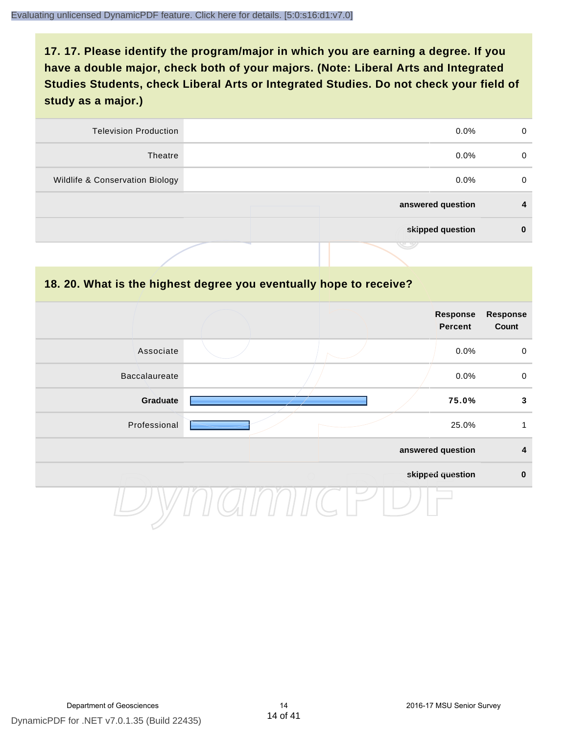Evaluating unlicensed DynamicPDF feature. Click here for details. [5:0:s16:d1:v7.0]

## 17. 17. Please identify the program/major in which you are earning a degree. If you have a double major, check both of your majors. (Note: Liberal Arts and Integrated Studies Students, check Liberal Arts or Integrated Studies. Do not check your field of study as a major.)

| | | | |
|---|---|---|---|
| Television Production | | 0.0% | 0 |
| Theatre | | 0.0% | 0 |
| Wildlife & Conservation Biology | | 0.0% | 0 |
| | | **answered question** | **4** |
| | | **skipped question** | **0** |

## 18. 20. What is the highest degree you eventually hope to receive?

| | | Response Percent | Response Count |
|---|---|---|---|
| Associate | | 0.0% | 0 |
| Baccalaureate | | 0.0% | 0 |
| **Graduate** | | **75.0%** | **3** |
| Professional | | 25.0% | 1 |
| | | **answered question** | **4** |
| | | **skipped question** | **0** |

Department of Geosciences

2016-17 MSU Senior Survey

DynamicPDF for .NET v7.0.1.35 (Build 22435)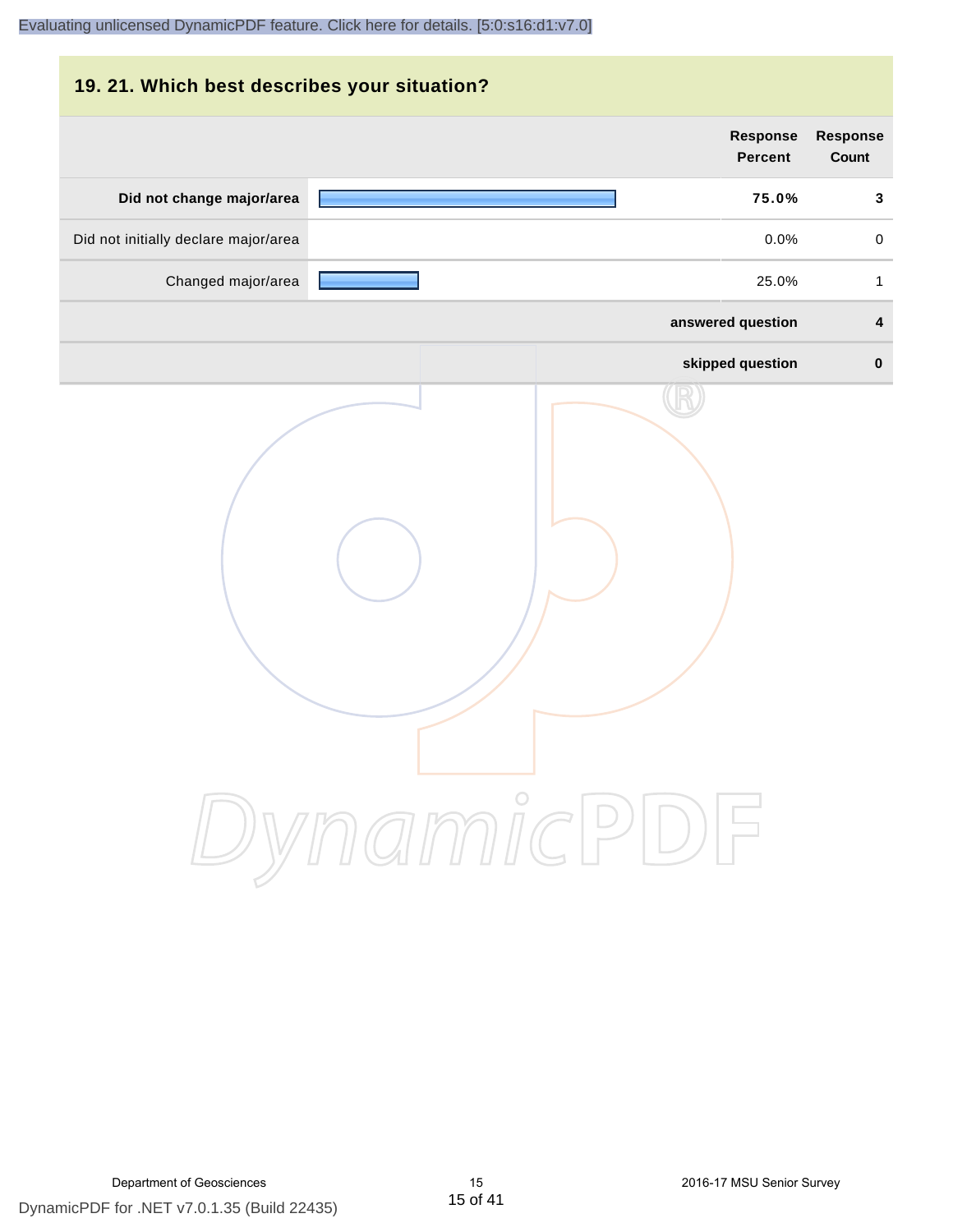## 19. 21. Which best describes your situation?

| | Response Percent | Response Count |
|---|---|---|
| **Did not change major/area** | **75.0%** | **3** |
| Did not initially declare major/area | 0.0% | 0 |
| Changed major/area | 25.0% | 1 |
| | **answered question** | **4** |
| | **skipped question** | **0** |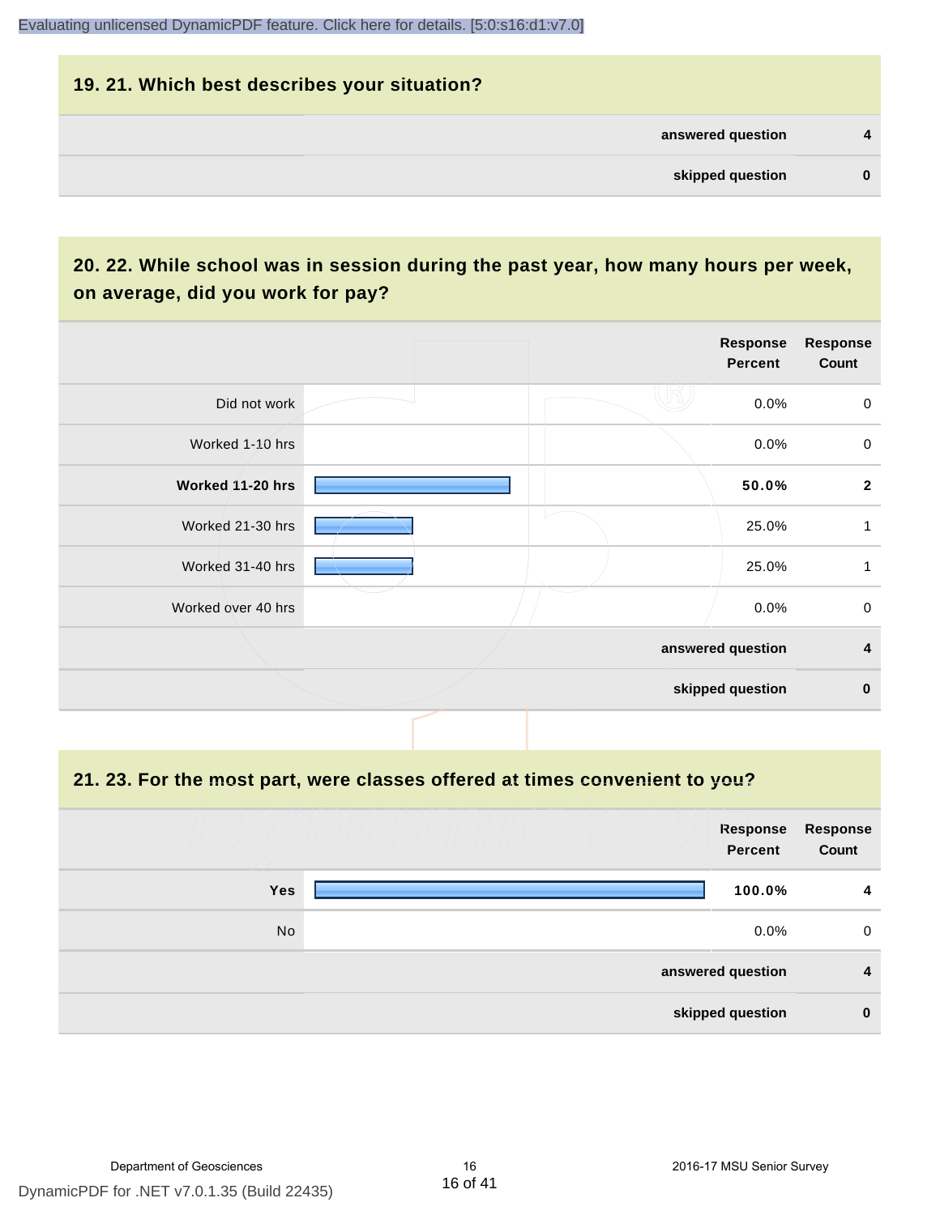## 19. 21. Which best describes your situation?

| | |
|---|---|
| answered question | 4 |
| skipped question | 0 |

## 20. 22. While school was in session during the past year, how many hours per week, on average, did you work for pay?

| | Response Percent | Response Count |
|---|---|---|
| Did not work | 0.0% | 0 |
| Worked 1-10 hrs | 0.0% | 0 |
| **Worked 11-20 hrs** | **50.0%** | **2** |
| Worked 21-30 hrs | 25.0% | 1 |
| Worked 31-40 hrs | 25.0% | 1 |
| Worked over 40 hrs | 0.0% | 0 |
| answered question | | 4 |
| skipped question | | 0 |

## 21. 23. For the most part, were classes offered at times convenient to you?

| | Response Percent | Response Count |
|---|---|---|
| **Yes** | **100.0%** | **4** |
| No | 0.0% | 0 |
| answered question | | 4 |
| skipped question | | 0 |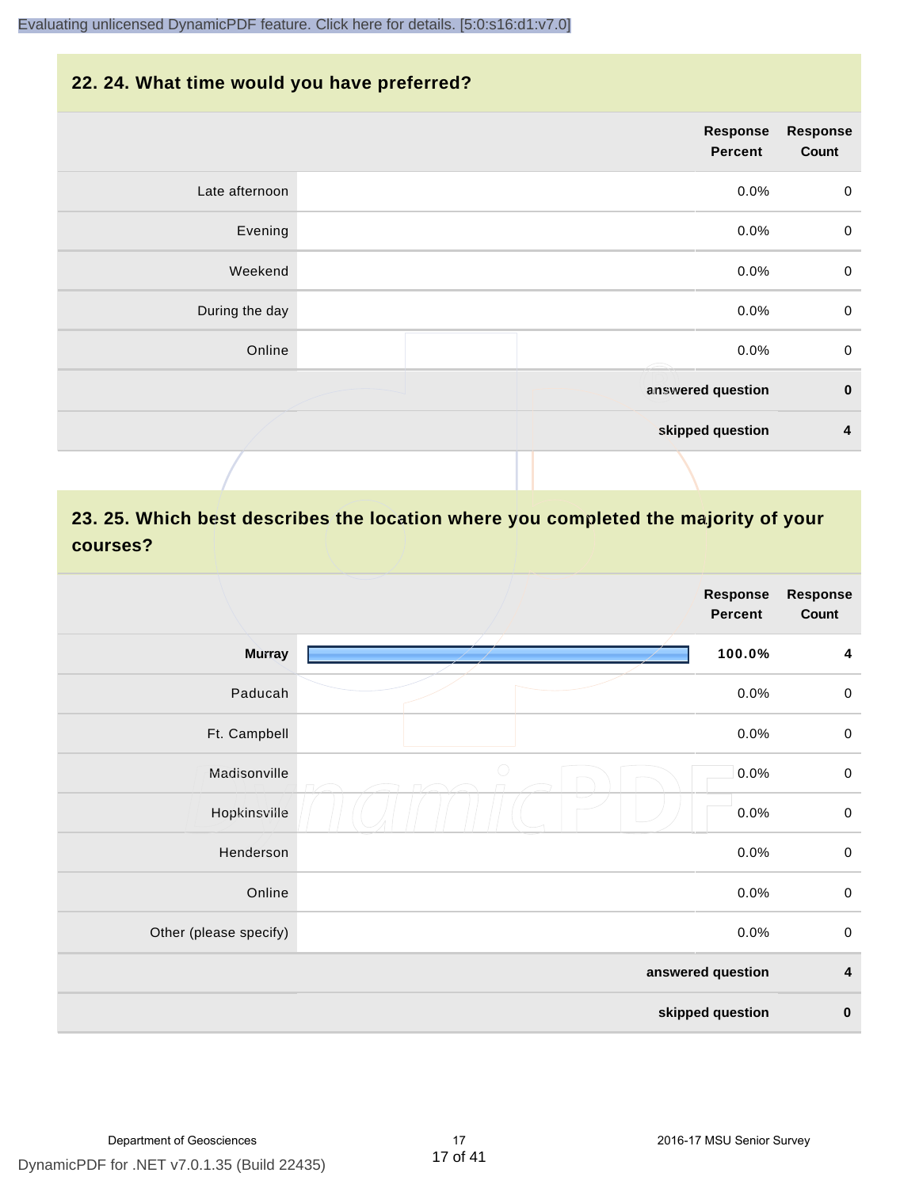## 22. 24. What time would you have preferred?

| | | Response Percent | Response Count |
|---|---|---|---|
| Late afternoon | | 0.0% | 0 |
| Evening | | 0.0% | 0 |
| Weekend | | 0.0% | 0 |
| During the day | | 0.0% | 0 |
| Online | | 0.0% | 0 |
| | | **answered question** | **0** |
| | | **skipped question** | **4** |

## 23. 25. Which best describes the location where you completed the majority of your courses?

| | | Response Percent | Response Count |
|---|---|---|---|
| **Murray** | | **100.0%** | **4** |
| Paducah | | 0.0% | 0 |
| Ft. Campbell | | 0.0% | 0 |
| Madisonville | | 0.0% | 0 |
| Hopkinsville | | 0.0% | 0 |
| Henderson | | 0.0% | 0 |
| Online | | 0.0% | 0 |
| Other (please specify) | | 0.0% | 0 |
| | | **answered question** | **4** |
| | | **skipped question** | **0** |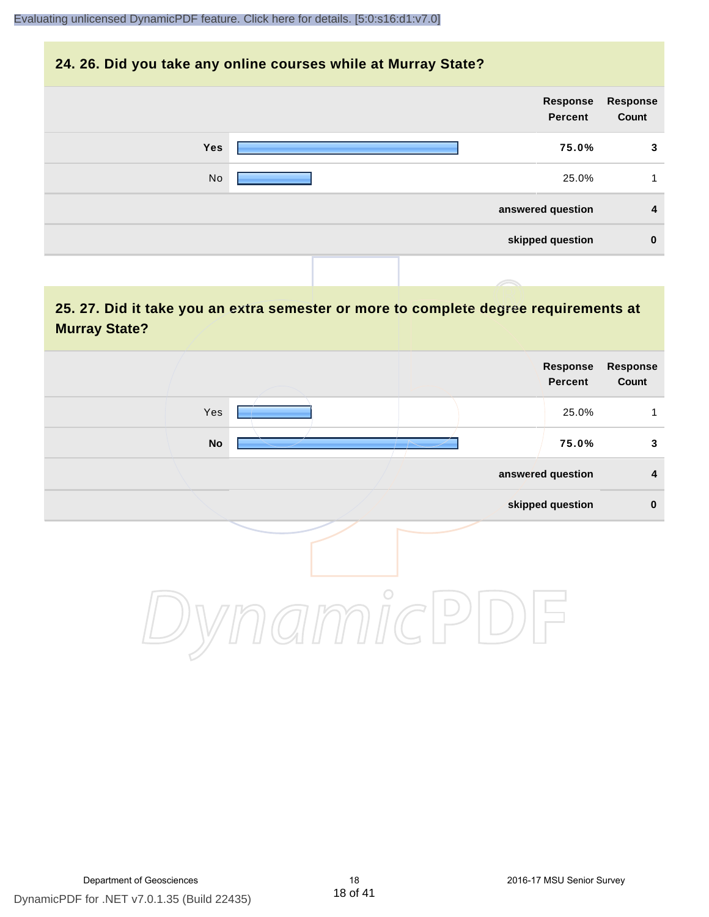## 24. 26. Did you take any online courses while at Murray State?

| | Response Percent | Response Count |
|---|---|---|
| **Yes** | **75.0%** | **3** |
| No | 25.0% | 1 |
| | **answered question** | **4** |
| | **skipped question** | **0** |

## 25. 27. Did it take you an extra semester or more to complete degree requirements at Murray State?

| | Response Percent | Response Count |
|---|---|---|
| Yes | 25.0% | 1 |
| **No** | **75.0%** | **3** |
| | **answered question** | **4** |
| | **skipped question** | **0** |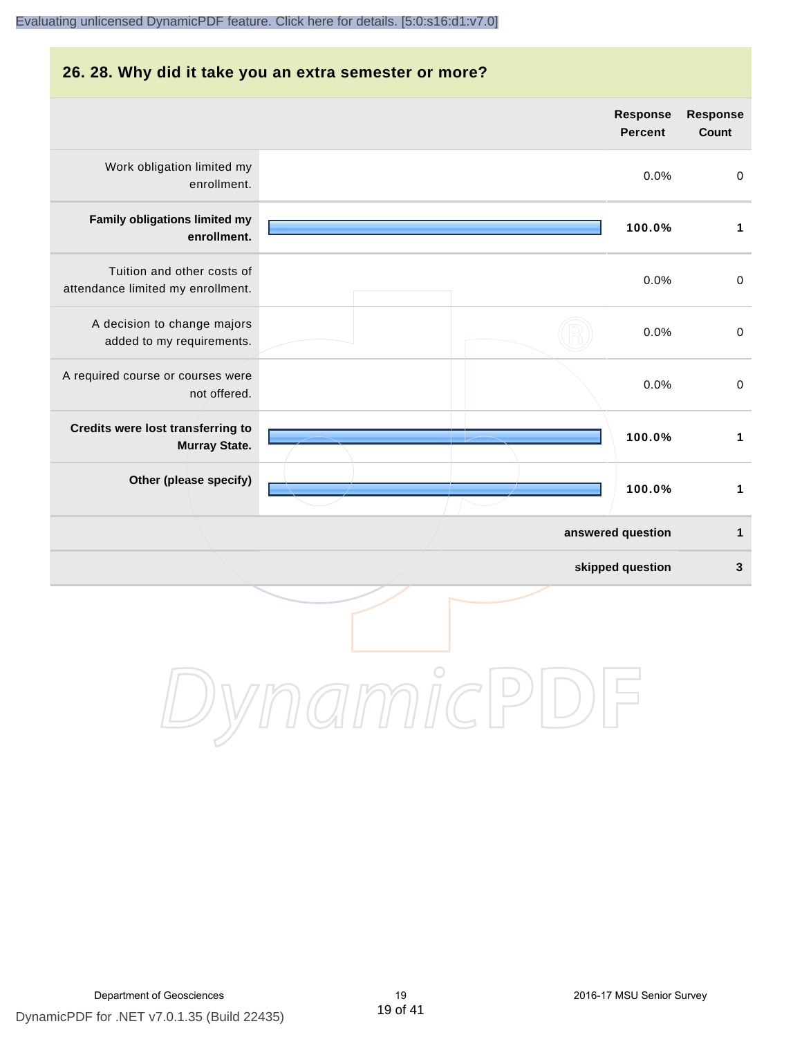## 26. 28. Why did it take you an extra semester or more?

| | Response Percent | Response Count |
|---|---|---|
| Work obligation limited my enrollment. | 0.0% | 0 |
| **Family obligations limited my enrollment.** | **100.0%** | **1** |
| Tuition and other costs of attendance limited my enrollment. | 0.0% | 0 |
| A decision to change majors added to my requirements. | 0.0% | 0 |
| A required course or courses were not offered. | 0.0% | 0 |
| **Credits were lost transferring to Murray State.** | **100.0%** | **1** |
| **Other (please specify)** | **100.0%** | **1** |
| | **answered question** | **1** |
| | **skipped question** | **3** |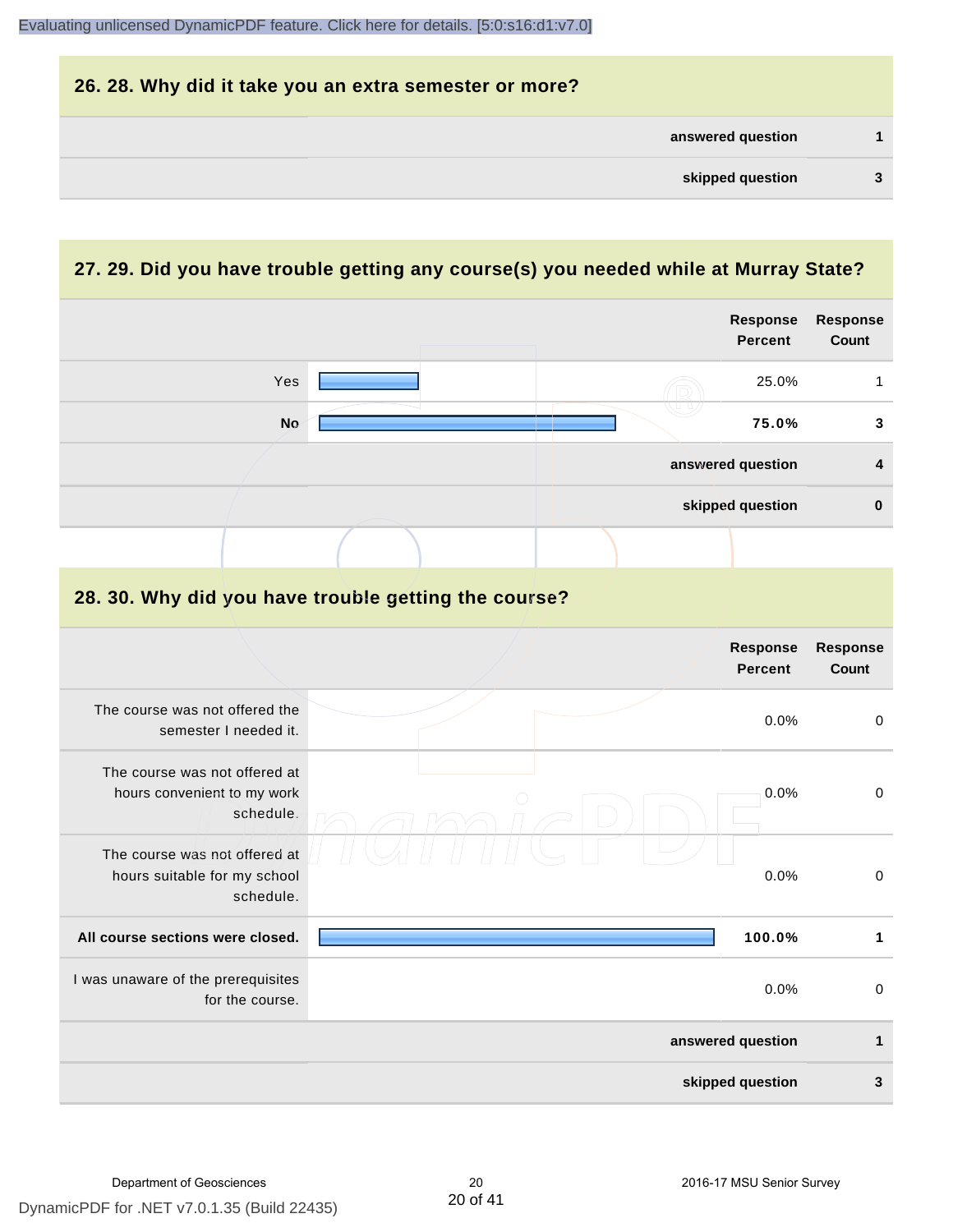## 26. 28. Why did it take you an extra semester or more?

| | |
|---|---|
| **answered question** | **1** |
| **skipped question** | **3** |

## 27. 29. Did you have trouble getting any course(s) you needed while at Murray State?

| | Response Percent | Response Count |
|---|---|---|
| Yes | 25.0% | 1 |
| **No** | **75.0%** | **3** |
| **answered question** | | **4** |
| **skipped question** | | **0** |

## 28. 30. Why did you have trouble getting the course?

| | Response Percent | Response Count |
|---|---|---|
| The course was not offered the semester I needed it. | 0.0% | 0 |
| The course was not offered at hours convenient to my work schedule. | 0.0% | 0 |
| The course was not offered at hours suitable for my school schedule. | 0.0% | 0 |
| **All course sections were closed.** | **100.0%** | **1** |
| I was unaware of the prerequisites for the course. | 0.0% | 0 |
| **answered question** | | **1** |
| **skipped question** | | **3** |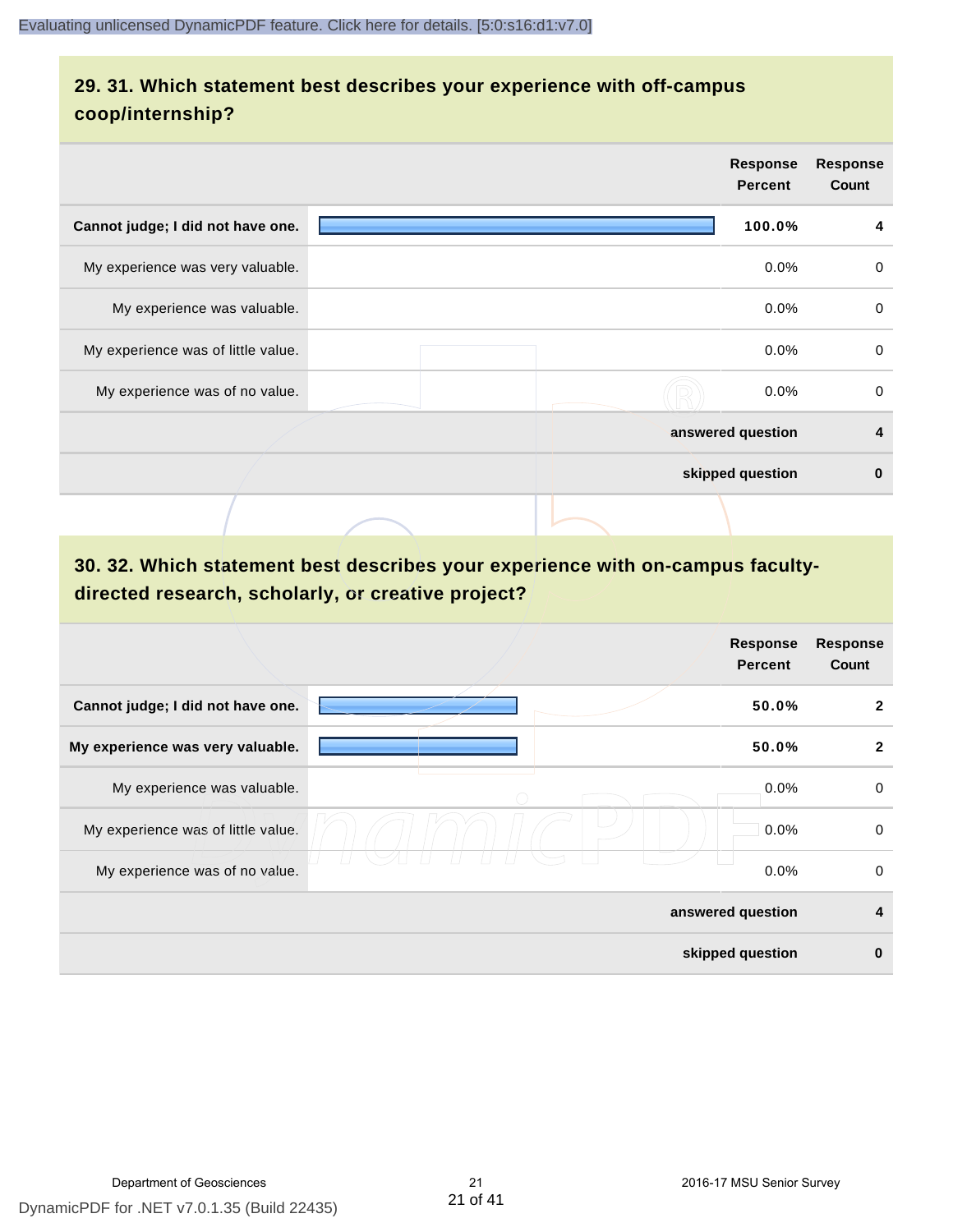## 29. 31. Which statement best describes your experience with off-campus coop/internship?

| | Response Percent | Response Count |
|---|---|---|
| **Cannot judge; I did not have one.** | **100.0%** | **4** |
| My experience was very valuable. | 0.0% | 0 |
| My experience was valuable. | 0.0% | 0 |
| My experience was of little value. | 0.0% | 0 |
| My experience was of no value. | 0.0% | 0 |
| | **answered question** | **4** |
| | **skipped question** | **0** |

## 30. 32. Which statement best describes your experience with on-campus faculty-directed research, scholarly, or creative project?

| | Response Percent | Response Count |
|---|---|---|
| **Cannot judge; I did not have one.** | **50.0%** | **2** |
| **My experience was very valuable.** | **50.0%** | **2** |
| My experience was valuable. | 0.0% | 0 |
| My experience was of little value. | 0.0% | 0 |
| My experience was of no value. | 0.0% | 0 |
| | **answered question** | **4** |
| | **skipped question** | **0** |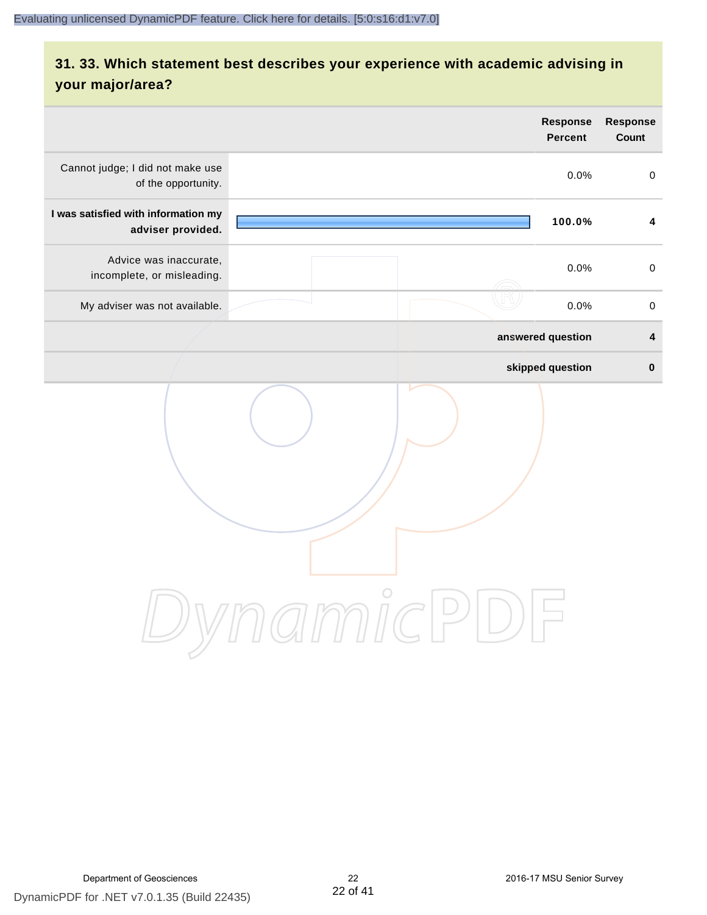## 31. 33. Which statement best describes your experience with academic advising in your major/area?

| | Response Percent | Response Count |
|---|---|---|
| Cannot judge; I did not make use of the opportunity. | 0.0% | 0 |
| **I was satisfied with information my adviser provided.** | **100.0%** | **4** |
| Advice was inaccurate, incomplete, or misleading. | 0.0% | 0 |
| My adviser was not available. | 0.0% | 0 |
| **answered question** | | **4** |
| **skipped question** | | **0** |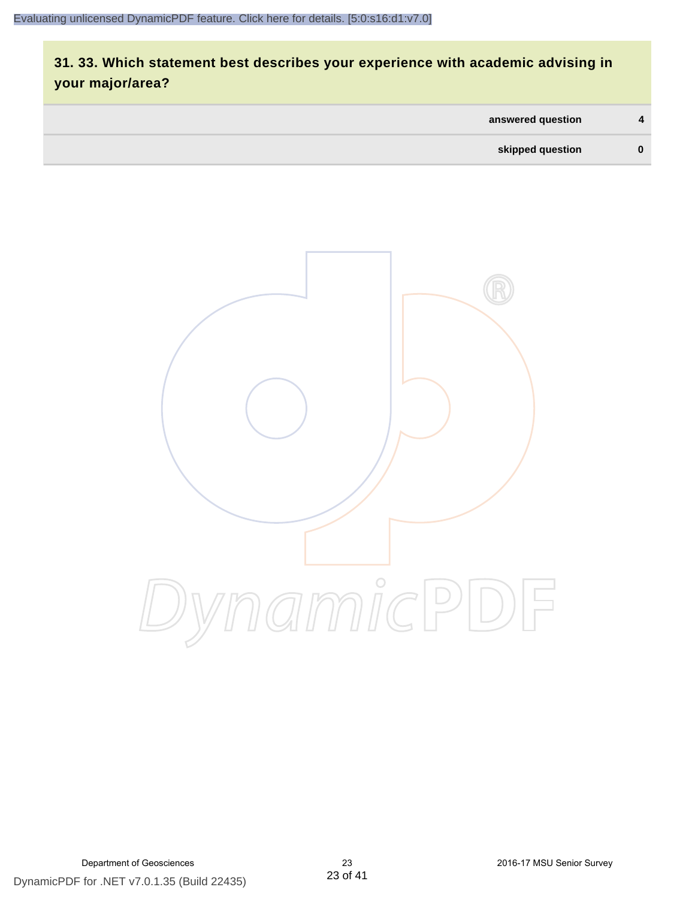## 31. 33. Which statement best describes your experience with academic advising in your major/area?

| | |
|---|---|
| answered question | 4 |
| skipped question | 0 |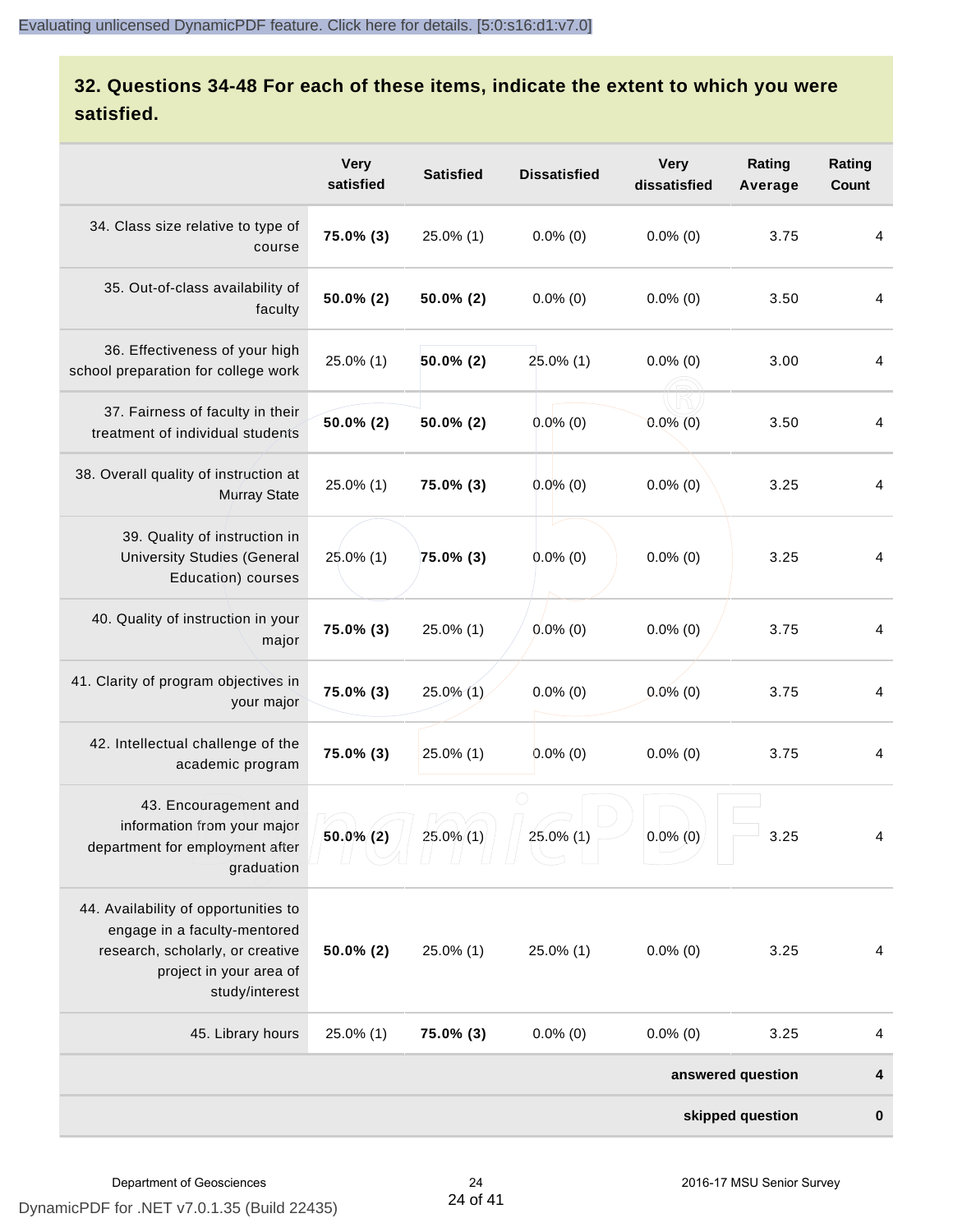## 32. Questions 34-48 For each of these items, indicate the extent to which you were satisfied.

| | Very satisfied | Satisfied | Dissatisfied | Very dissatisfied | Rating Average | Rating Count |
|---|---|---|---|---|---|---|
| 34. Class size relative to type of course | **75.0% (3)** | 25.0% (1) | 0.0% (0) | 0.0% (0) | 3.75 | 4 |
| 35. Out-of-class availability of faculty | **50.0% (2)** | **50.0% (2)** | 0.0% (0) | 0.0% (0) | 3.50 | 4 |
| 36. Effectiveness of your high school preparation for college work | 25.0% (1) | **50.0% (2)** | 25.0% (1) | 0.0% (0) | 3.00 | 4 |
| 37. Fairness of faculty in their treatment of individual students | **50.0% (2)** | **50.0% (2)** | 0.0% (0) | 0.0% (0) | 3.50 | 4 |
| 38. Overall quality of instruction at Murray State | 25.0% (1) | **75.0% (3)** | 0.0% (0) | 0.0% (0) | 3.25 | 4 |
| 39. Quality of instruction in University Studies (General Education) courses | 25.0% (1) | **75.0% (3)** | 0.0% (0) | 0.0% (0) | 3.25 | 4 |
| 40. Quality of instruction in your major | **75.0% (3)** | 25.0% (1) | 0.0% (0) | 0.0% (0) | 3.75 | 4 |
| 41. Clarity of program objectives in your major | **75.0% (3)** | 25.0% (1) | 0.0% (0) | 0.0% (0) | 3.75 | 4 |
| 42. Intellectual challenge of the academic program | **75.0% (3)** | 25.0% (1) | 0.0% (0) | 0.0% (0) | 3.75 | 4 |
| 43. Encouragement and information from your major department for employment after graduation | **50.0% (2)** | 25.0% (1) | 25.0% (1) | 0.0% (0) | 3.25 | 4 |
| 44. Availability of opportunities to engage in a faculty-mentored research, scholarly, or creative project in your area of study/interest | **50.0% (2)** | 25.0% (1) | 25.0% (1) | 0.0% (0) | 3.25 | 4 |
| 45. Library hours | 25.0% (1) | **75.0% (3)** | 0.0% (0) | 0.0% (0) | 3.25 | 4 |
| | | | | | **answered question** | **4** |
| | | | | | **skipped question** | **0** |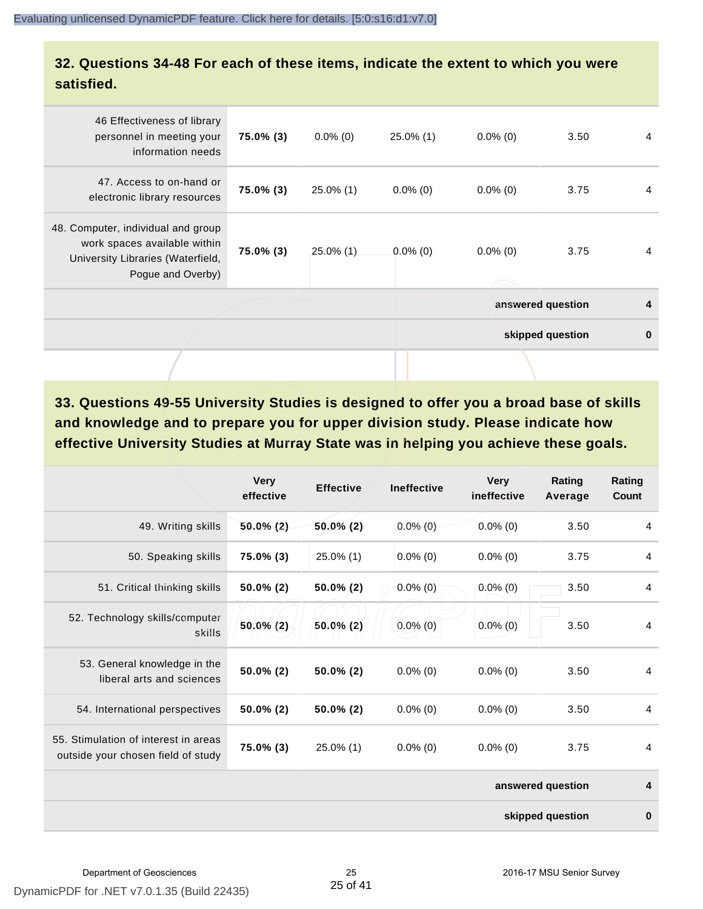## 32. Questions 34-48 For each of these items, indicate the extent to which you were satisfied.

| | | | | | | |
|---|---|---|---|---|---|---|
| 46 Effectiveness of library personnel in meeting your information needs | **75.0% (3)** | 0.0% (0) | 25.0% (1) | 0.0% (0) | 3.50 | 4 |
| 47. Access to on-hand or electronic library resources | **75.0% (3)** | 25.0% (1) | 0.0% (0) | 0.0% (0) | 3.75 | 4 |
| 48. Computer, individual and group work spaces available within University Libraries (Waterfield, Pogue and Overby) | **75.0% (3)** | 25.0% (1) | 0.0% (0) | 0.0% (0) | 3.75 | 4 |
| | | | | | **answered question** | **4** |
| | | | | | **skipped question** | **0** |

## 33. Questions 49-55 University Studies is designed to offer you a broad base of skills and knowledge and to prepare you for upper division study. Please indicate how effective University Studies at Murray State was in helping you achieve these goals.

| | Very effective | Effective | Ineffective | Very ineffective | Rating Average | Rating Count |
|---|---|---|---|---|---|---|
| 49. Writing skills | **50.0% (2)** | **50.0% (2)** | 0.0% (0) | 0.0% (0) | 3.50 | 4 |
| 50. Speaking skills | **75.0% (3)** | 25.0% (1) | 0.0% (0) | 0.0% (0) | 3.75 | 4 |
| 51. Critical thinking skills | **50.0% (2)** | **50.0% (2)** | 0.0% (0) | 0.0% (0) | 3.50 | 4 |
| 52. Technology skills/computer skills | **50.0% (2)** | **50.0% (2)** | 0.0% (0) | 0.0% (0) | 3.50 | 4 |
| 53. General knowledge in the liberal arts and sciences | **50.0% (2)** | **50.0% (2)** | 0.0% (0) | 0.0% (0) | 3.50 | 4 |
| 54. International perspectives | **50.0% (2)** | **50.0% (2)** | 0.0% (0) | 0.0% (0) | 3.50 | 4 |
| 55. Stimulation of interest in areas outside your chosen field of study | **75.0% (3)** | 25.0% (1) | 0.0% (0) | 0.0% (0) | 3.75 | 4 |
| | | | | | **answered question** | **4** |
| | | | | | **skipped question** | **0** |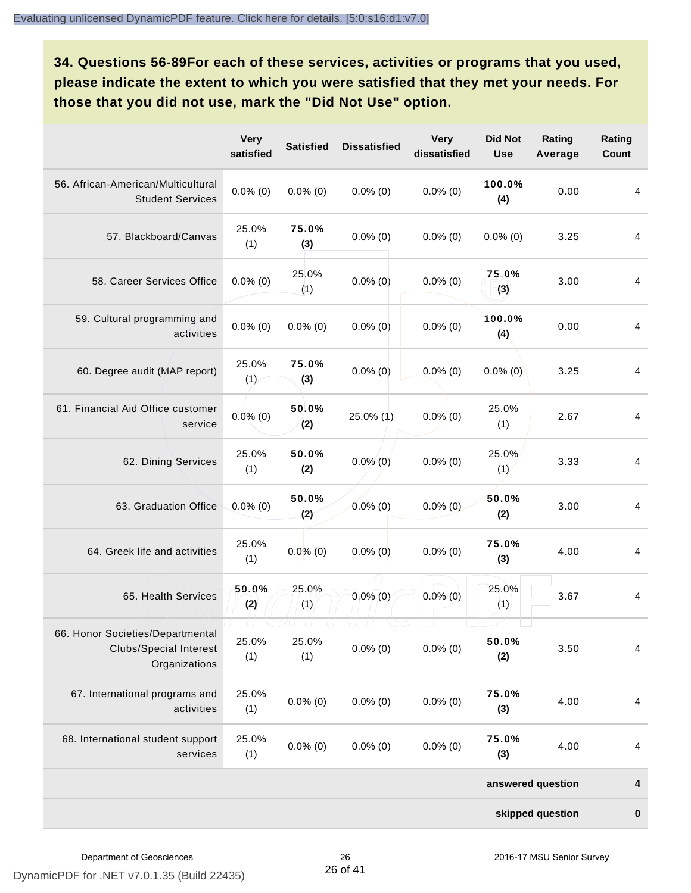**34. Questions 56-89For each of these services, activities or programs that you used, please indicate the extent to which you were satisfied that they met your needs. For those that you did not use, mark the "Did Not Use" option.**

| | Very satisfied | Satisfied | Dissatisfied | Very dissatisfied | Did Not Use | Rating Average | Rating Count |
|---|---|---|---|---|---|---|---|
| 56. African-American/Multicultural Student Services | 0.0% (0) | 0.0% (0) | 0.0% (0) | 0.0% (0) | **100.0% (4)** | 0.00 | 4 |
| 57. Blackboard/Canvas | 25.0% (1) | **75.0% (3)** | 0.0% (0) | 0.0% (0) | 0.0% (0) | 3.25 | 4 |
| 58. Career Services Office | 0.0% (0) | 25.0% (1) | 0.0% (0) | 0.0% (0) | **75.0% (3)** | 3.00 | 4 |
| 59. Cultural programming and activities | 0.0% (0) | 0.0% (0) | 0.0% (0) | 0.0% (0) | **100.0% (4)** | 0.00 | 4 |
| 60. Degree audit (MAP report) | 25.0% (1) | **75.0% (3)** | 0.0% (0) | 0.0% (0) | 0.0% (0) | 3.25 | 4 |
| 61. Financial Aid Office customer service | 0.0% (0) | **50.0% (2)** | 25.0% (1) | 0.0% (0) | 25.0% (1) | 2.67 | 4 |
| 62. Dining Services | 25.0% (1) | **50.0% (2)** | 0.0% (0) | 0.0% (0) | 25.0% (1) | 3.33 | 4 |
| 63. Graduation Office | 0.0% (0) | **50.0% (2)** | 0.0% (0) | 0.0% (0) | **50.0% (2)** | 3.00 | 4 |
| 64. Greek life and activities | 25.0% (1) | 0.0% (0) | 0.0% (0) | 0.0% (0) | **75.0% (3)** | 4.00 | 4 |
| 65. Health Services | **50.0% (2)** | 25.0% (1) | 0.0% (0) | 0.0% (0) | 25.0% (1) | 3.67 | 4 |
| 66. Honor Societies/Departmental Clubs/Special Interest Organizations | 25.0% (1) | 25.0% (1) | 0.0% (0) | 0.0% (0) | **50.0% (2)** | 3.50 | 4 |
| 67. International programs and activities | 25.0% (1) | 0.0% (0) | 0.0% (0) | 0.0% (0) | **75.0% (3)** | 4.00 | 4 |
| 68. International student support services | 25.0% (1) | 0.0% (0) | 0.0% (0) | 0.0% (0) | **75.0% (3)** | 4.00 | 4 |
| | | | | | | **answered question** | **4** |
| | | | | | | **skipped question** | **0** |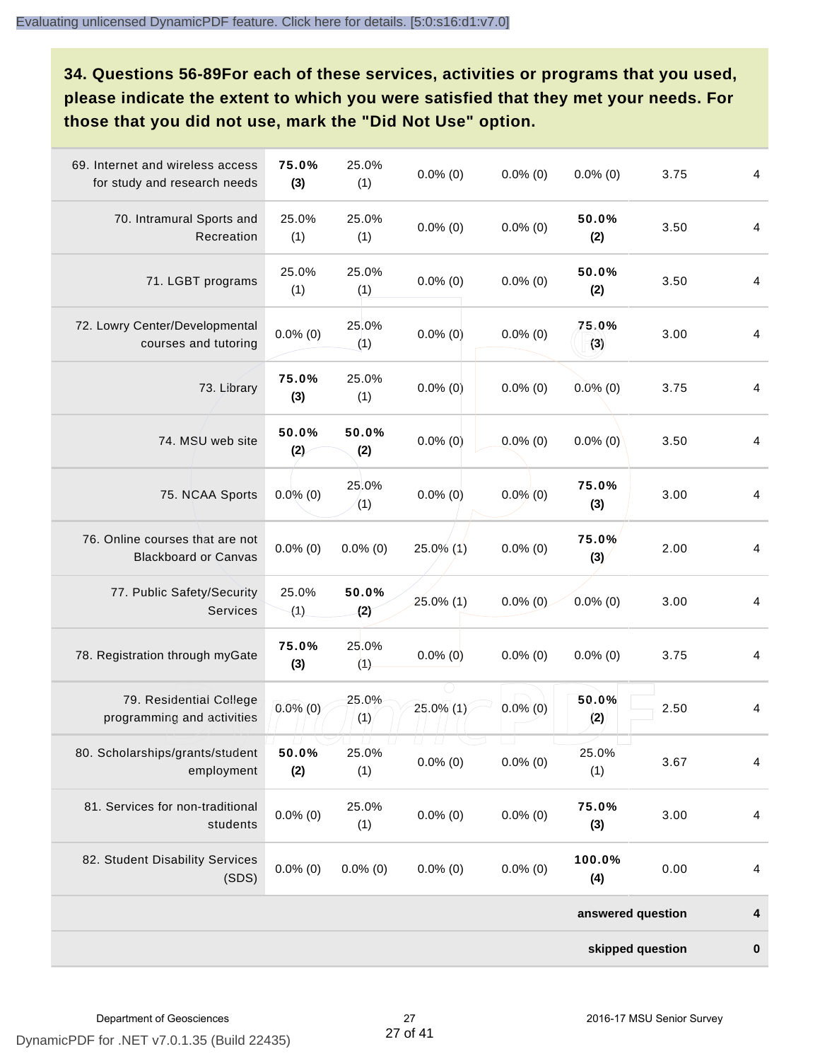**34. Questions 56-89For each of these services, activities or programs that you used, please indicate the extent to which you were satisfied that they met your needs. For those that you did not use, mark the "Did Not Use" option.**

| | | | | | | | |
|---|---|---|---|---|---|---|---|
| 69. Internet and wireless access for study and research needs | **75.0% (3)** | 25.0% (1) | 0.0% (0) | 0.0% (0) | 0.0% (0) | 3.75 | 4 |
| 70. Intramural Sports and Recreation | 25.0% (1) | 25.0% (1) | 0.0% (0) | 0.0% (0) | **50.0% (2)** | 3.50 | 4 |
| 71. LGBT programs | 25.0% (1) | 25.0% (1) | 0.0% (0) | 0.0% (0) | **50.0% (2)** | 3.50 | 4 |
| 72. Lowry Center/Developmental courses and tutoring | 0.0% (0) | 25.0% (1) | 0.0% (0) | 0.0% (0) | **75.0% (3)** | 3.00 | 4 |
| 73. Library | **75.0% (3)** | 25.0% (1) | 0.0% (0) | 0.0% (0) | 0.0% (0) | 3.75 | 4 |
| 74. MSU web site | **50.0% (2)** | **50.0% (2)** | 0.0% (0) | 0.0% (0) | 0.0% (0) | 3.50 | 4 |
| 75. NCAA Sports | 0.0% (0) | 25.0% (1) | 0.0% (0) | 0.0% (0) | **75.0% (3)** | 3.00 | 4 |
| 76. Online courses that are not Blackboard or Canvas | 0.0% (0) | 0.0% (0) | 25.0% (1) | 0.0% (0) | **75.0% (3)** | 2.00 | 4 |
| 77. Public Safety/Security Services | 25.0% (1) | **50.0% (2)** | 25.0% (1) | 0.0% (0) | 0.0% (0) | 3.00 | 4 |
| 78. Registration through myGate | **75.0% (3)** | 25.0% (1) | 0.0% (0) | 0.0% (0) | 0.0% (0) | 3.75 | 4 |
| 79. Residential College programming and activities | 0.0% (0) | 25.0% (1) | 25.0% (1) | 0.0% (0) | **50.0% (2)** | 2.50 | 4 |
| 80. Scholarships/grants/student employment | **50.0% (2)** | 25.0% (1) | 0.0% (0) | 0.0% (0) | 25.0% (1) | 3.67 | 4 |
| 81. Services for non-traditional students | 0.0% (0) | 25.0% (1) | 0.0% (0) | 0.0% (0) | **75.0% (3)** | 3.00 | 4 |
| 82. Student Disability Services (SDS) | 0.0% (0) | 0.0% (0) | 0.0% (0) | 0.0% (0) | **100.0% (4)** | 0.00 | 4 |
| | | | | | | **answered question** | **4** |
| | | | | | | **skipped question** | **0** |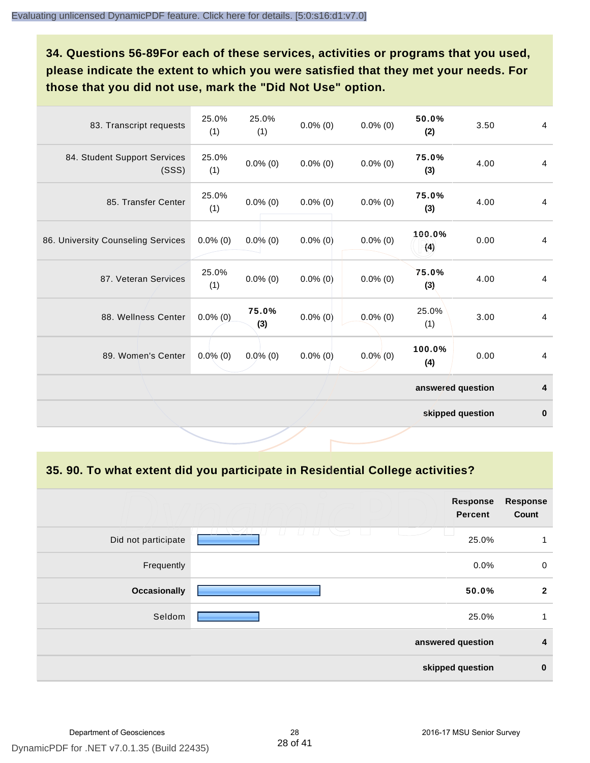## 34. Questions 56-89For each of these services, activities or programs that you used, please indicate the extent to which you were satisfied that they met your needs. For those that you did not use, mark the "Did Not Use" option.

| | | | | | | | |
|---|---|---|---|---|---|---|---|
| 83. Transcript requests | 25.0% (1) | 25.0% (1) | 0.0% (0) | 0.0% (0) | **50.0% (2)** | 3.50 | 4 |
| 84. Student Support Services (SSS) | 25.0% (1) | 0.0% (0) | 0.0% (0) | 0.0% (0) | **75.0% (3)** | 4.00 | 4 |
| 85. Transfer Center | 25.0% (1) | 0.0% (0) | 0.0% (0) | 0.0% (0) | **75.0% (3)** | 4.00 | 4 |
| 86. University Counseling Services | 0.0% (0) | 0.0% (0) | 0.0% (0) | 0.0% (0) | **100.0% (4)** | 0.00 | 4 |
| 87. Veteran Services | 25.0% (1) | 0.0% (0) | 0.0% (0) | 0.0% (0) | **75.0% (3)** | 4.00 | 4 |
| 88. Wellness Center | 0.0% (0) | **75.0% (3)** | 0.0% (0) | 0.0% (0) | 25.0% (1) | 3.00 | 4 |
| 89. Women's Center | 0.0% (0) | 0.0% (0) | 0.0% (0) | 0.0% (0) | **100.0% (4)** | 0.00 | 4 |
| | | | | | | **answered question** | **4** |
| | | | | | | **skipped question** | **0** |

## 35. 90. To what extent did you participate in Residential College activities?

| | Response Percent | Response Count |
|---|---|---|
| Did not participate | 25.0% | 1 |
| Frequently | 0.0% | 0 |
| **Occasionally** | **50.0%** | **2** |
| Seldom | 25.0% | 1 |
| **answered question** | | **4** |
| **skipped question** | | **0** |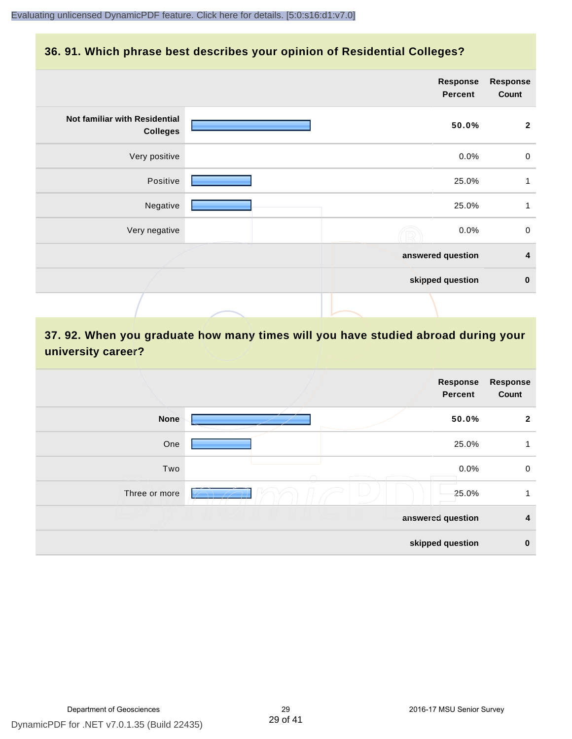## 36. 91. Which phrase best describes your opinion of Residential Colleges?

| | Response Percent | Response Count |
|---|---|---|
| **Not familiar with Residential Colleges** | **50.0%** | **2** |
| Very positive | 0.0% | 0 |
| Positive | 25.0% | 1 |
| Negative | 25.0% | 1 |
| Very negative | 0.0% | 0 |
| **answered question** | | **4** |
| **skipped question** | | **0** |

## 37. 92. When you graduate how many times will you have studied abroad during your university career?

| | Response Percent | Response Count |
|---|---|---|
| **None** | **50.0%** | **2** |
| One | 25.0% | 1 |
| Two | 0.0% | 0 |
| Three or more | 25.0% | 1 |
| **answered question** | | **4** |
| **skipped question** | | **0** |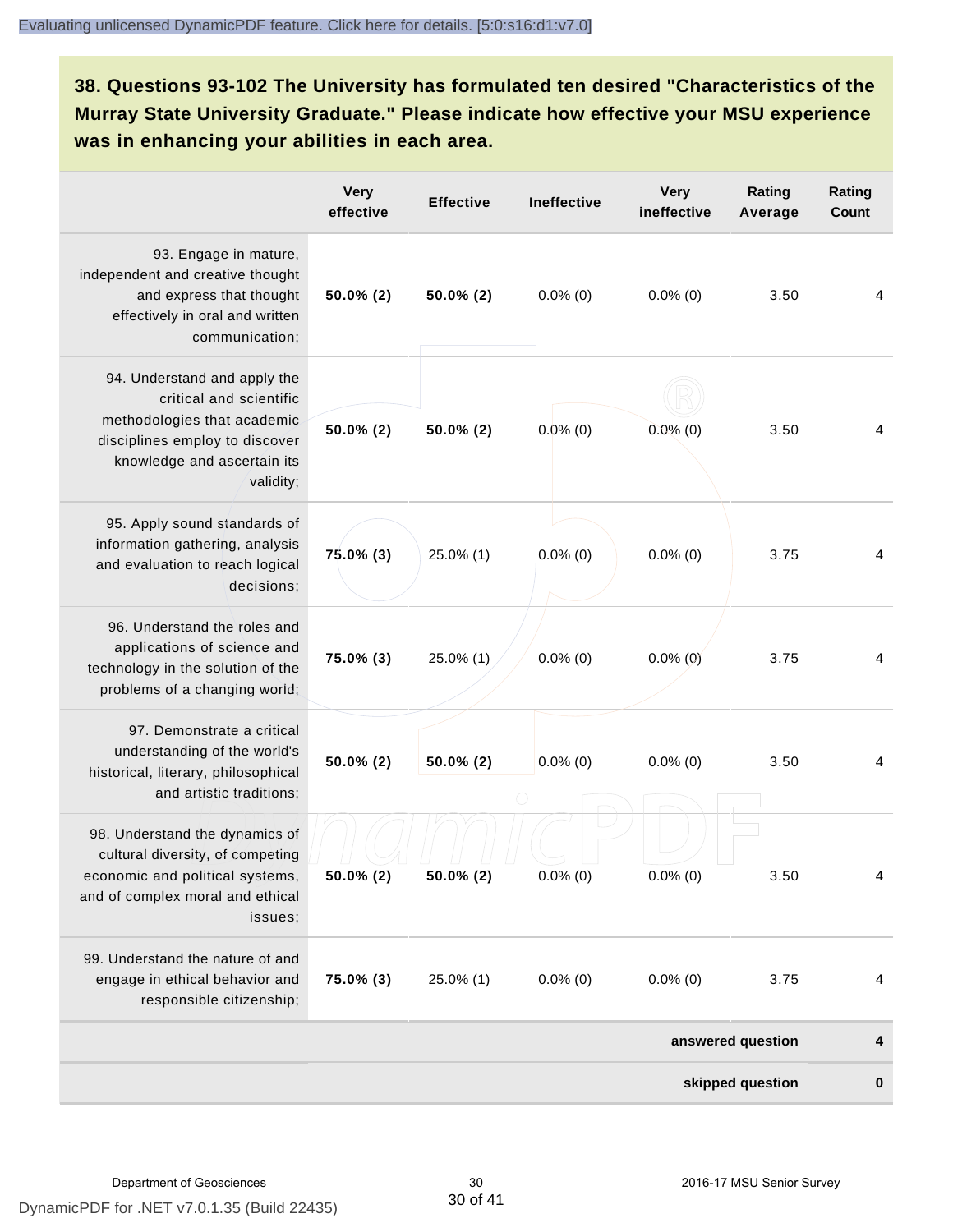**38. Questions 93-102 The University has formulated ten desired "Characteristics of the Murray State University Graduate." Please indicate how effective your MSU experience was in enhancing your abilities in each area.**

| | Very effective | Effective | Ineffective | Very ineffective | Rating Average | Rating Count |
|---|---|---|---|---|---|---|
| 93. Engage in mature, independent and creative thought and express that thought effectively in oral and written communication; | **50.0% (2)** | **50.0% (2)** | 0.0% (0) | 0.0% (0) | 3.50 | 4 |
| 94. Understand and apply the critical and scientific methodologies that academic disciplines employ to discover knowledge and ascertain its validity; | **50.0% (2)** | **50.0% (2)** | 0.0% (0) | 0.0% (0) | 3.50 | 4 |
| 95. Apply sound standards of information gathering, analysis and evaluation to reach logical decisions; | **75.0% (3)** | 25.0% (1) | 0.0% (0) | 0.0% (0) | 3.75 | 4 |
| 96. Understand the roles and applications of science and technology in the solution of the problems of a changing world; | **75.0% (3)** | 25.0% (1) | 0.0% (0) | 0.0% (0) | 3.75 | 4 |
| 97. Demonstrate a critical understanding of the world's historical, literary, philosophical and artistic traditions; | **50.0% (2)** | **50.0% (2)** | 0.0% (0) | 0.0% (0) | 3.50 | 4 |
| 98. Understand the dynamics of cultural diversity, of competing economic and political systems, and of complex moral and ethical issues; | **50.0% (2)** | **50.0% (2)** | 0.0% (0) | 0.0% (0) | 3.50 | 4 |
| 99. Understand the nature of and engage in ethical behavior and responsible citizenship; | **75.0% (3)** | 25.0% (1) | 0.0% (0) | 0.0% (0) | 3.75 | 4 |
| | | | | | **answered question** | **4** |
| | | | | | **skipped question** | **0** |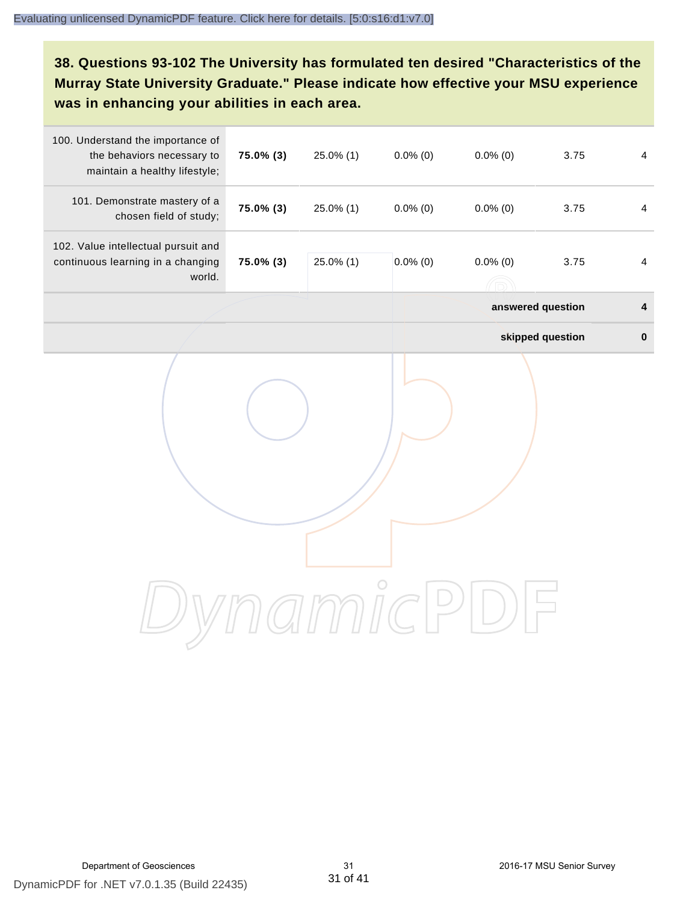**38. Questions 93-102 The University has formulated ten desired "Characteristics of the Murray State University Graduate." Please indicate how effective your MSU experience was in enhancing your abilities in each area.**

| | | | | | | |
|---|---|---|---|---|---|---|
| 100. Understand the importance of the behaviors necessary to maintain a healthy lifestyle; | **75.0% (3)** | 25.0% (1) | 0.0% (0) | 0.0% (0) | 3.75 | 4 |
| 101. Demonstrate mastery of a chosen field of study; | **75.0% (3)** | 25.0% (1) | 0.0% (0) | 0.0% (0) | 3.75 | 4 |
| 102. Value intellectual pursuit and continuous learning in a changing world. | **75.0% (3)** | 25.0% (1) | 0.0% (0) | 0.0% (0) | 3.75 | 4 |
| | | | | | **answered question** | **4** |
| | | | | | **skipped question** | **0** |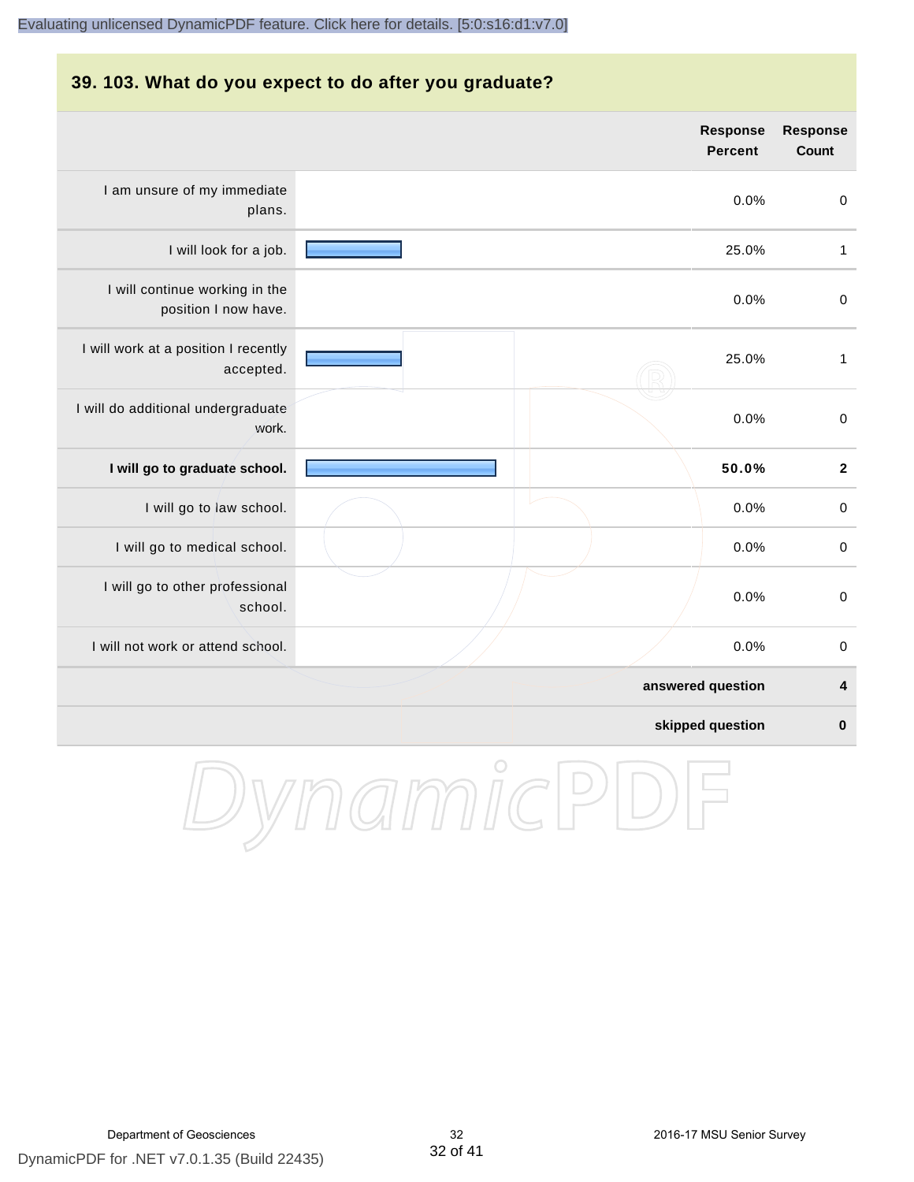## 39. 103. What do you expect to do after you graduate?

| | Response Percent | Response Count |
|---|---|---|
| I am unsure of my immediate plans. | 0.0% | 0 |
| I will look for a job. | 25.0% | 1 |
| I will continue working in the position I now have. | 0.0% | 0 |
| I will work at a position I recently accepted. | 25.0% | 1 |
| I will do additional undergraduate work. | 0.0% | 0 |
| **I will go to graduate school.** | **50.0%** | **2** |
| I will go to law school. | 0.0% | 0 |
| I will go to medical school. | 0.0% | 0 |
| I will go to other professional school. | 0.0% | 0 |
| I will not work or attend school. | 0.0% | 0 |
| **answered question** | | **4** |
| **skipped question** | | **0** |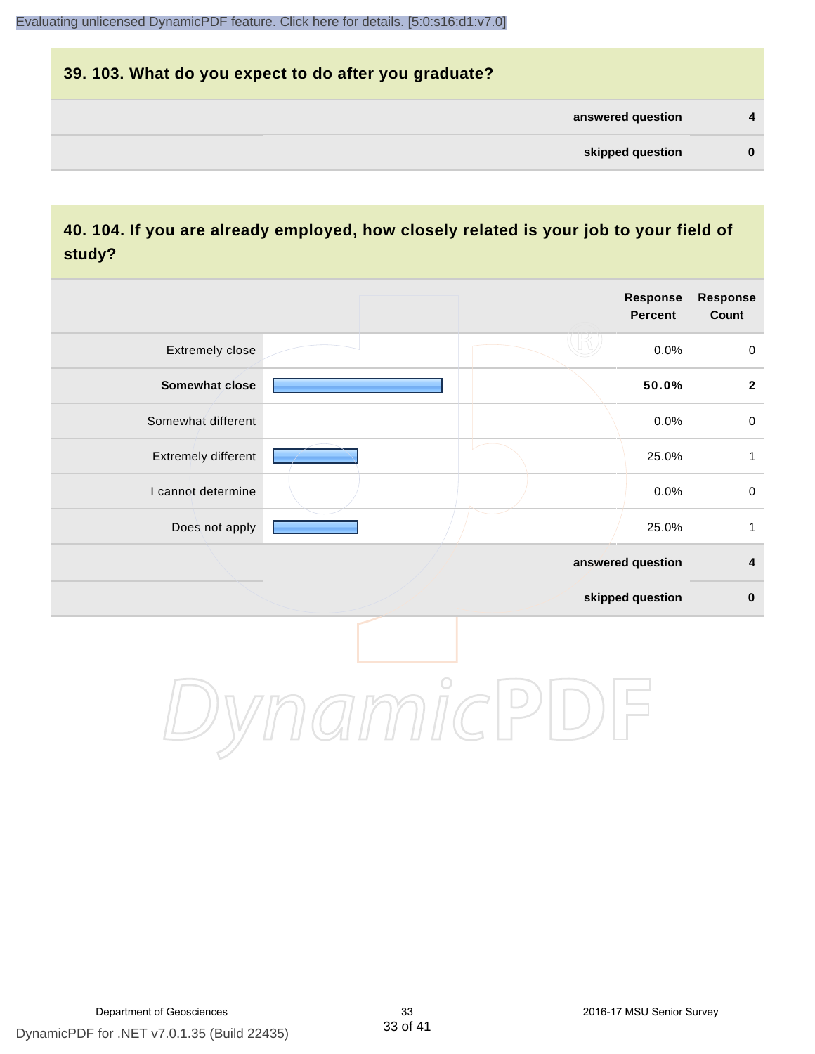## 39. 103. What do you expect to do after you graduate?

| | |
|---|---|
| answered question | 4 |
| skipped question | 0 |

## 40. 104. If you are already employed, how closely related is your job to your field of study?

| | Response Percent | Response Count |
|---|---|---|
| Extremely close | 0.0% | 0 |
| **Somewhat close** | **50.0%** | **2** |
| Somewhat different | 0.0% | 0 |
| Extremely different | 25.0% | 1 |
| I cannot determine | 0.0% | 0 |
| Does not apply | 25.0% | 1 |
| answered question | | 4 |
| skipped question | | 0 |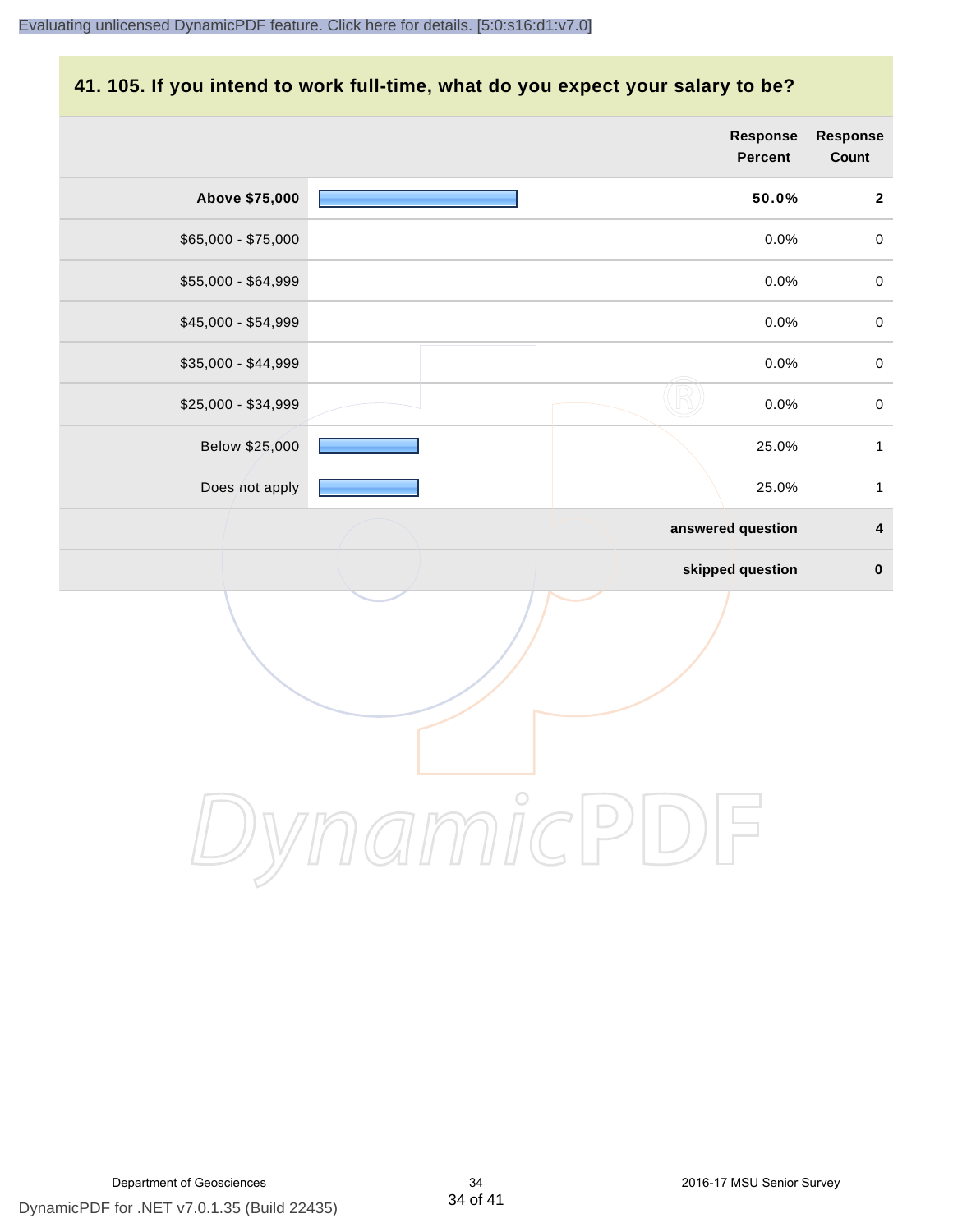## 41. 105. If you intend to work full-time, what do you expect your salary to be?

| | Response Percent | Response Count |
|---|---|---|
| **Above $75,000** | **50.0%** | **2** |
| $65,000 - $75,000 | 0.0% | 0 |
| $55,000 - $64,999 | 0.0% | 0 |
| $45,000 - $54,999 | 0.0% | 0 |
| $35,000 - $44,999 | 0.0% | 0 |
| $25,000 - $34,999 | 0.0% | 0 |
| Below $25,000 | 25.0% | 1 |
| Does not apply | 25.0% | 1 |
| | **answered question** | **4** |
| | **skipped question** | **0** |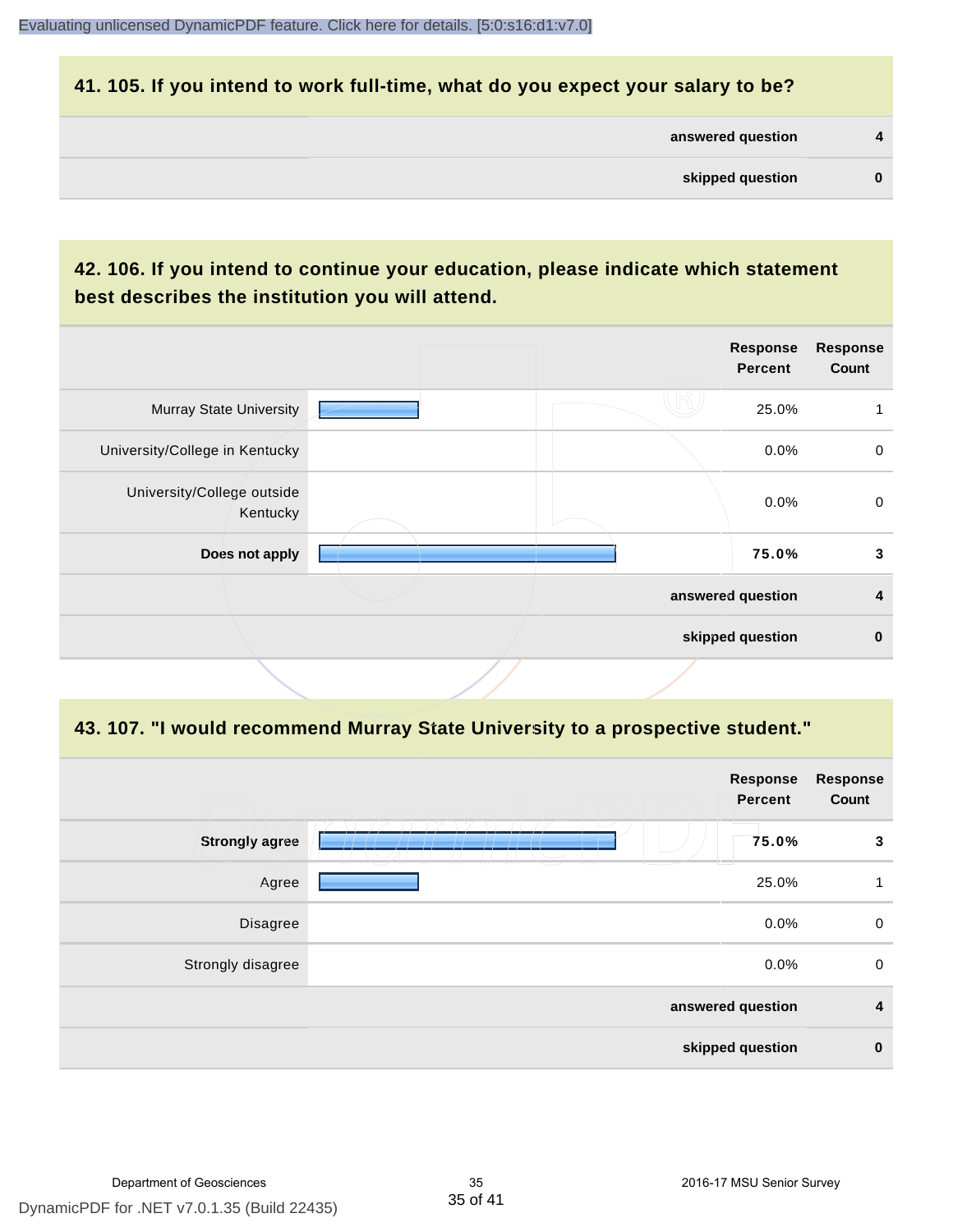## 41. 105. If you intend to work full-time, what do you expect your salary to be?

| | |
|---|---|
| **answered question** | **4** |
| **skipped question** | **0** |

## 42. 106. If you intend to continue your education, please indicate which statement best describes the institution you will attend.

| | Response Percent | Response Count |
|---|---|---|
| Murray State University | 25.0% | 1 |
| University/College in Kentucky | 0.0% | 0 |
| University/College outside Kentucky | 0.0% | 0 |
| **Does not apply** | **75.0%** | **3** |
| **answered question** | | **4** |
| **skipped question** | | **0** |

## 43. 107. "I would recommend Murray State University to a prospective student."

| | Response Percent | Response Count |
|---|---|---|
| **Strongly agree** | **75.0%** | **3** |
| Agree | 25.0% | 1 |
| Disagree | 0.0% | 0 |
| Strongly disagree | 0.0% | 0 |
| **answered question** | | **4** |
| **skipped question** | | **0** |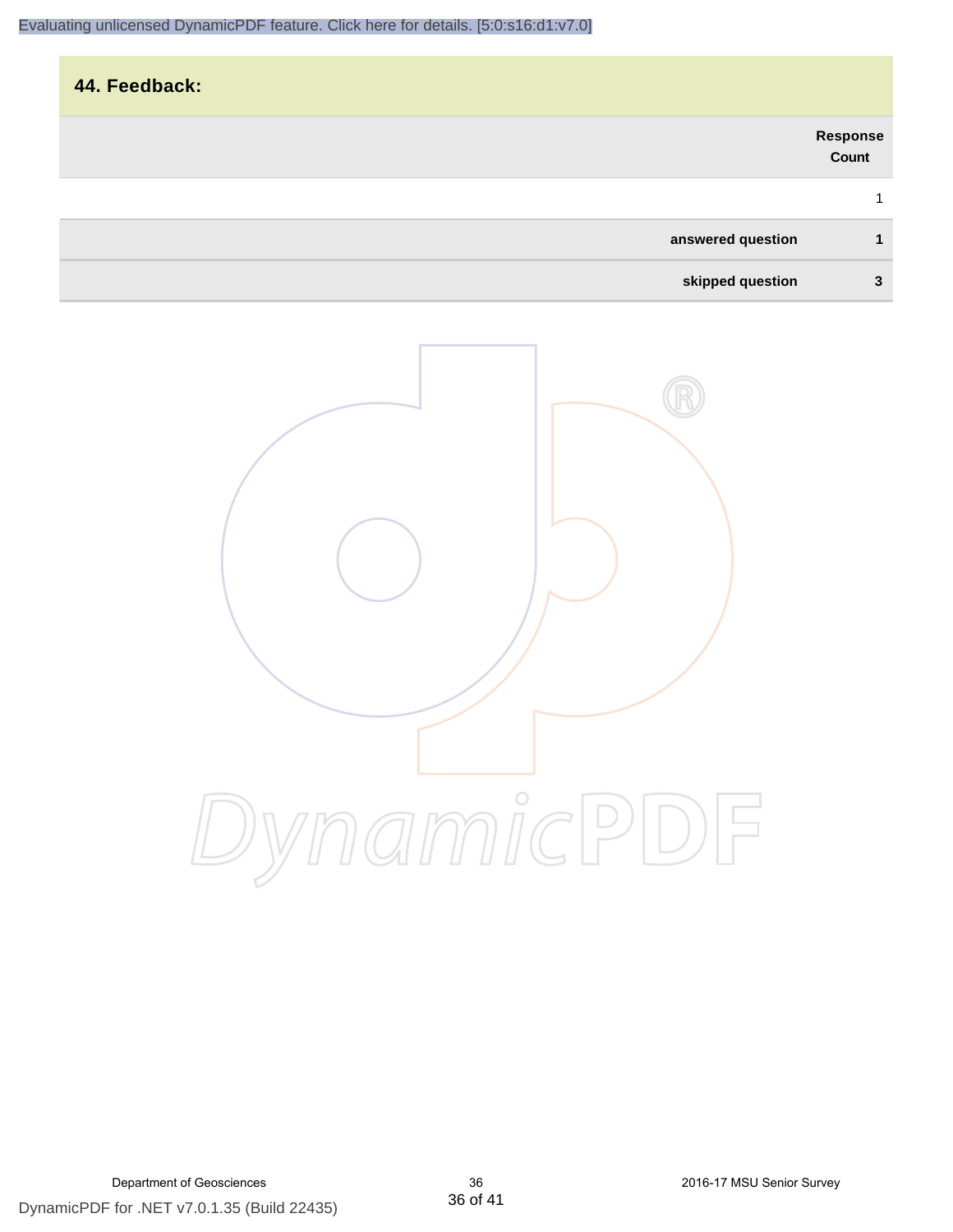## 44. Feedback:

| | Response Count |
|---|---|
| | 1 |
| answered question | 1 |
| skipped question | 3 |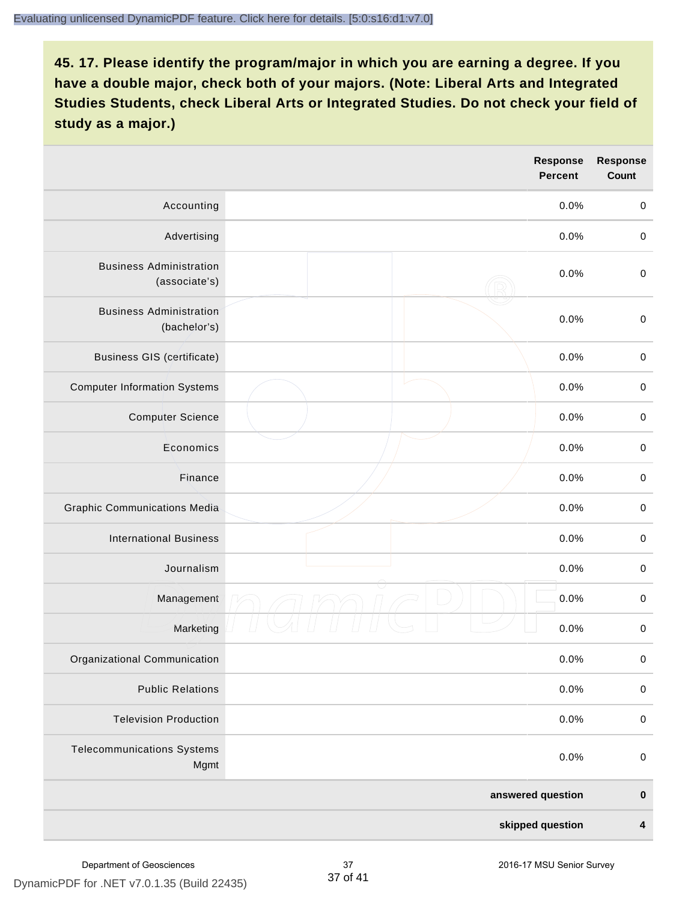**45. 17. Please identify the program/major in which you are earning a degree. If you have a double major, check both of your majors. (Note: Liberal Arts and Integrated Studies Students, check Liberal Arts or Integrated Studies. Do not check your field of study as a major.)**

| | Response Percent | Response Count |
|---|---|---|
| Accounting | 0.0% | 0 |
| Advertising | 0.0% | 0 |
| Business Administration (associate's) | 0.0% | 0 |
| Business Administration (bachelor's) | 0.0% | 0 |
| Business GIS (certificate) | 0.0% | 0 |
| Computer Information Systems | 0.0% | 0 |
| Computer Science | 0.0% | 0 |
| Economics | 0.0% | 0 |
| Finance | 0.0% | 0 |
| Graphic Communications Media | 0.0% | 0 |
| International Business | 0.0% | 0 |
| Journalism | 0.0% | 0 |
| Management | 0.0% | 0 |
| Marketing | 0.0% | 0 |
| Organizational Communication | 0.0% | 0 |
| Public Relations | 0.0% | 0 |
| Television Production | 0.0% | 0 |
| Telecommunications Systems Mgmt | 0.0% | 0 |
| **answered question** | | **0** |
| **skipped question** | | **4** |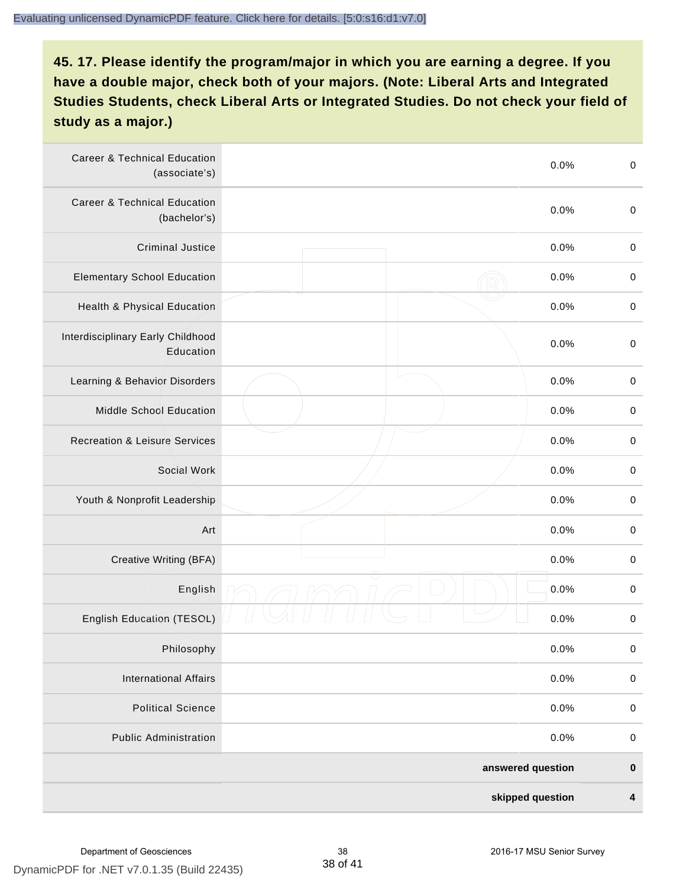Evaluating unlicensed DynamicPDF feature. Click here for details. [5:0:s16:d1:v7.0]

## 45. 17. Please identify the program/major in which you are earning a degree. If you have a double major, check both of your majors. (Note: Liberal Arts and Integrated Studies Students, check Liberal Arts or Integrated Studies. Do not check your field of study as a major.)

| | | |
|---|---|---|
| Career & Technical Education (associate's) | 0.0% | 0 |
| Career & Technical Education (bachelor's) | 0.0% | 0 |
| Criminal Justice | 0.0% | 0 |
| Elementary School Education | 0.0% | 0 |
| Health & Physical Education | 0.0% | 0 |
| Interdisciplinary Early Childhood Education | 0.0% | 0 |
| Learning & Behavior Disorders | 0.0% | 0 |
| Middle School Education | 0.0% | 0 |
| Recreation & Leisure Services | 0.0% | 0 |
| Social Work | 0.0% | 0 |
| Youth & Nonprofit Leadership | 0.0% | 0 |
| Art | 0.0% | 0 |
| Creative Writing (BFA) | 0.0% | 0 |
| English | 0.0% | 0 |
| English Education (TESOL) | 0.0% | 0 |
| Philosophy | 0.0% | 0 |
| International Affairs | 0.0% | 0 |
| Political Science | 0.0% | 0 |
| Public Administration | 0.0% | 0 |
| | **answered question** | **0** |
| | **skipped question** | **4** |

DynamicPDF for .NET v7.0.1.35 (Build 22435)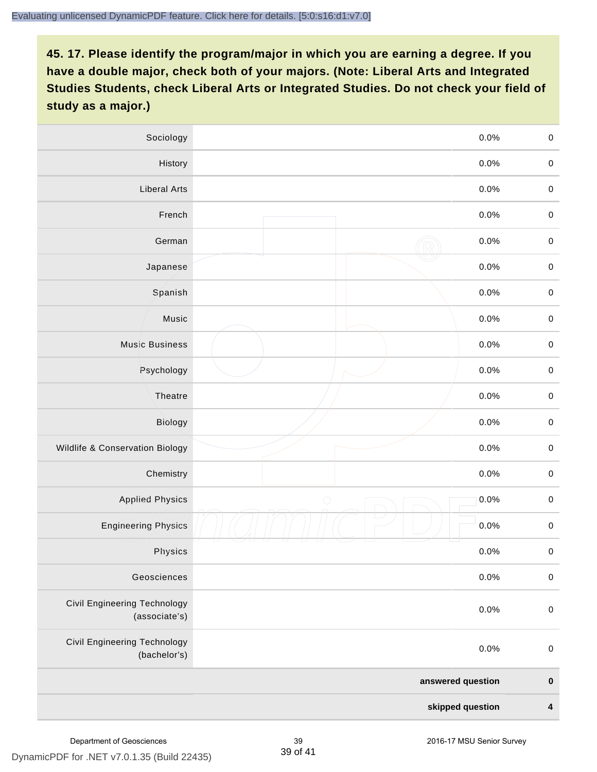## 45. 17. Please identify the program/major in which you are earning a degree. If you have a double major, check both of your majors. (Note: Liberal Arts and Integrated Studies Students, check Liberal Arts or Integrated Studies. Do not check your field of study as a major.)

| | | |
|---|---|---|
| Sociology | 0.0% | 0 |
| History | 0.0% | 0 |
| Liberal Arts | 0.0% | 0 |
| French | 0.0% | 0 |
| German | 0.0% | 0 |
| Japanese | 0.0% | 0 |
| Spanish | 0.0% | 0 |
| Music | 0.0% | 0 |
| Music Business | 0.0% | 0 |
| Psychology | 0.0% | 0 |
| Theatre | 0.0% | 0 |
| Biology | 0.0% | 0 |
| Wildlife & Conservation Biology | 0.0% | 0 |
| Chemistry | 0.0% | 0 |
| Applied Physics | 0.0% | 0 |
| Engineering Physics | 0.0% | 0 |
| Physics | 0.0% | 0 |
| Geosciences | 0.0% | 0 |
| Civil Engineering Technology (associate's) | 0.0% | 0 |
| Civil Engineering Technology (bachelor's) | 0.0% | 0 |
| | **answered question** | **0** |
| | **skipped question** | **4** |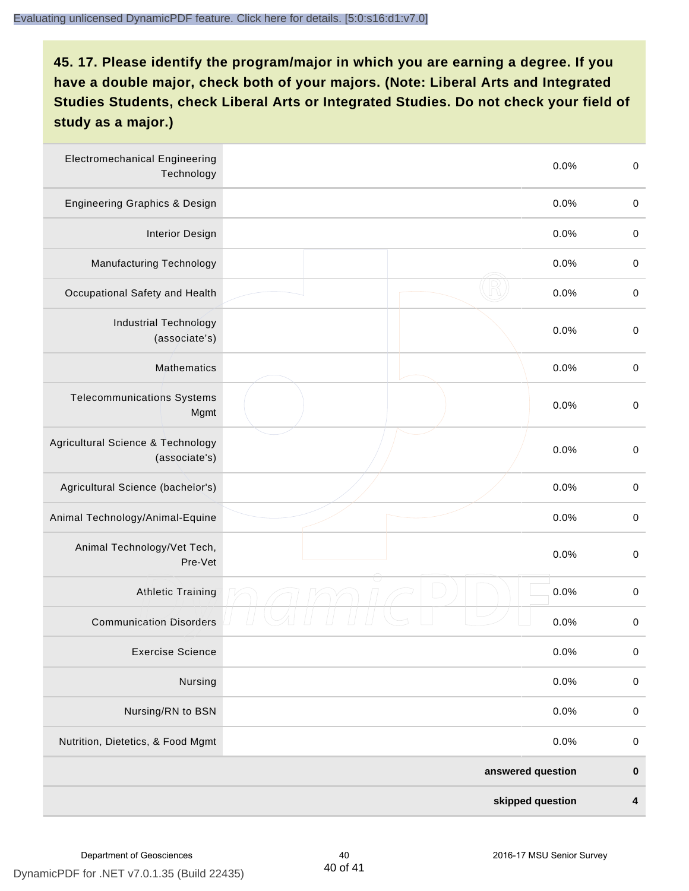## 45. 17. Please identify the program/major in which you are earning a degree. If you have a double major, check both of your majors. (Note: Liberal Arts and Integrated Studies Students, check Liberal Arts or Integrated Studies. Do not check your field of study as a major.)

| Program/Major | Percent | Count |
|---|---|---|
| Electromechanical Engineering Technology | 0.0% | 0 |
| Engineering Graphics & Design | 0.0% | 0 |
| Interior Design | 0.0% | 0 |
| Manufacturing Technology | 0.0% | 0 |
| Occupational Safety and Health | 0.0% | 0 |
| Industrial Technology (associate's) | 0.0% | 0 |
| Mathematics | 0.0% | 0 |
| Telecommunications Systems Mgmt | 0.0% | 0 |
| Agricultural Science & Technology (associate's) | 0.0% | 0 |
| Agricultural Science (bachelor's) | 0.0% | 0 |
| Animal Technology/Animal-Equine | 0.0% | 0 |
| Animal Technology/Vet Tech, Pre-Vet | 0.0% | 0 |
| Athletic Training | 0.0% | 0 |
| Communication Disorders | 0.0% | 0 |
| Exercise Science | 0.0% | 0 |
| Nursing | 0.0% | 0 |
| Nursing/RN to BSN | 0.0% | 0 |
| Nutrition, Dietetics, & Food Mgmt | 0.0% | 0 |
| **answered question** | | **0** |
| **skipped question** | | **4** |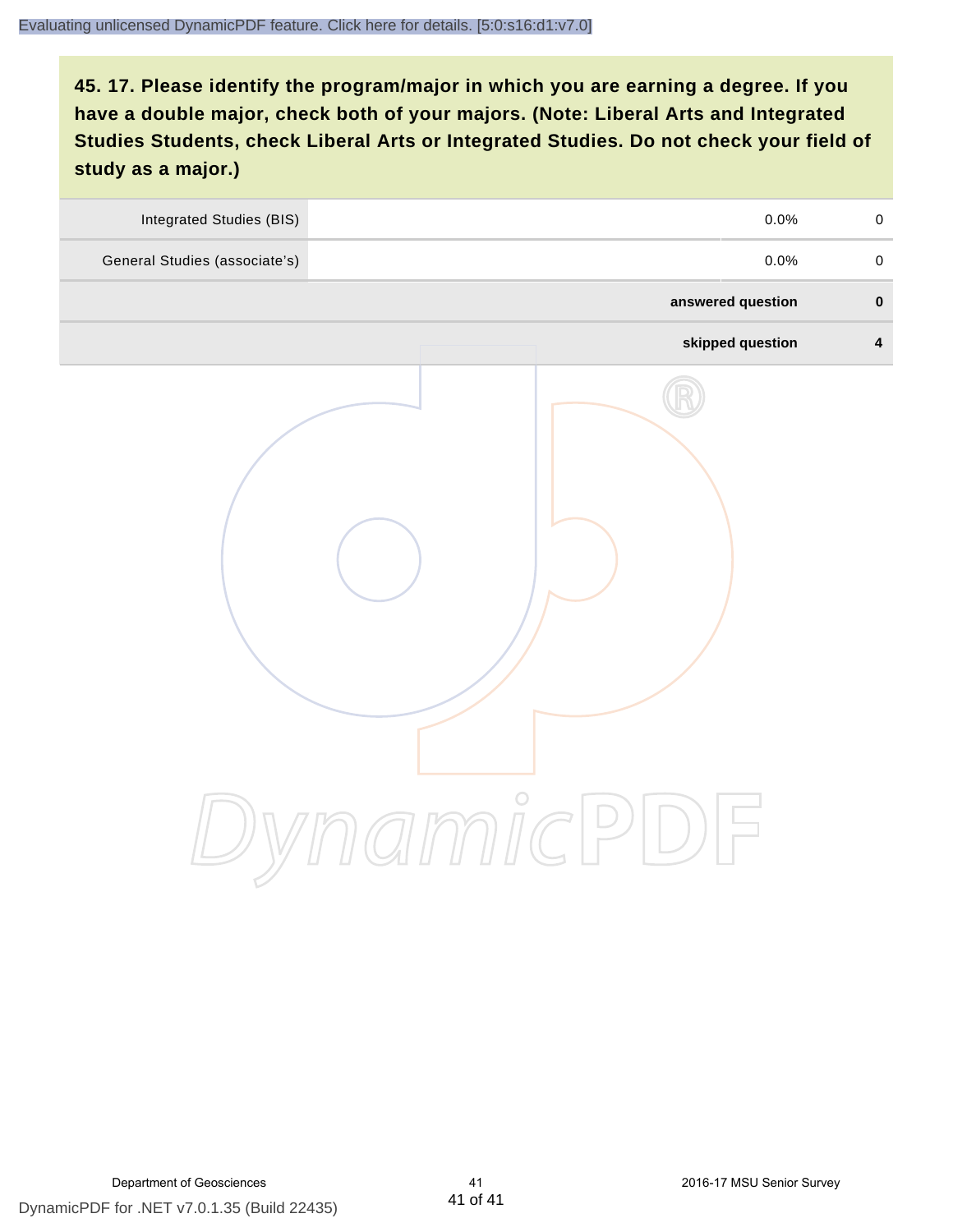**45. 17. Please identify the program/major in which you are earning a degree. If you have a double major, check both of your majors. (Note: Liberal Arts and Integrated Studies Students, check Liberal Arts or Integrated Studies. Do not check your field of study as a major.)**

| | | | |
|---|---|---|---|
| Integrated Studies (BIS) | | 0.0% | 0 |
| General Studies (associate's) | | 0.0% | 0 |
| | | **answered question** | **0** |
| | | **skipped question** | **4** |